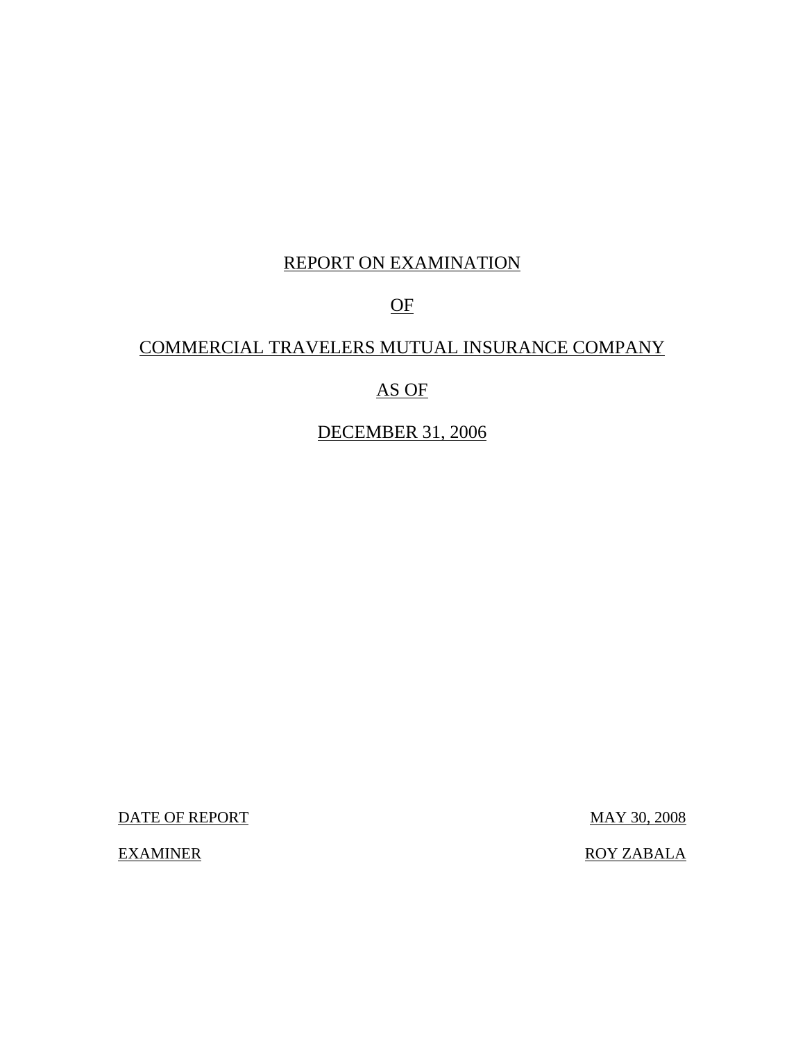# REPORT ON EXAMINATION

# OF

# COMMERCIAL TRAVELERS MUTUAL INSURANCE COMPANY

# AS OF

# DECEMBER 31, 2006

| DATE OF REPORT | MAY 30, 2008 |
| --- | --- |
| EXAMINER | ROY ZABALA |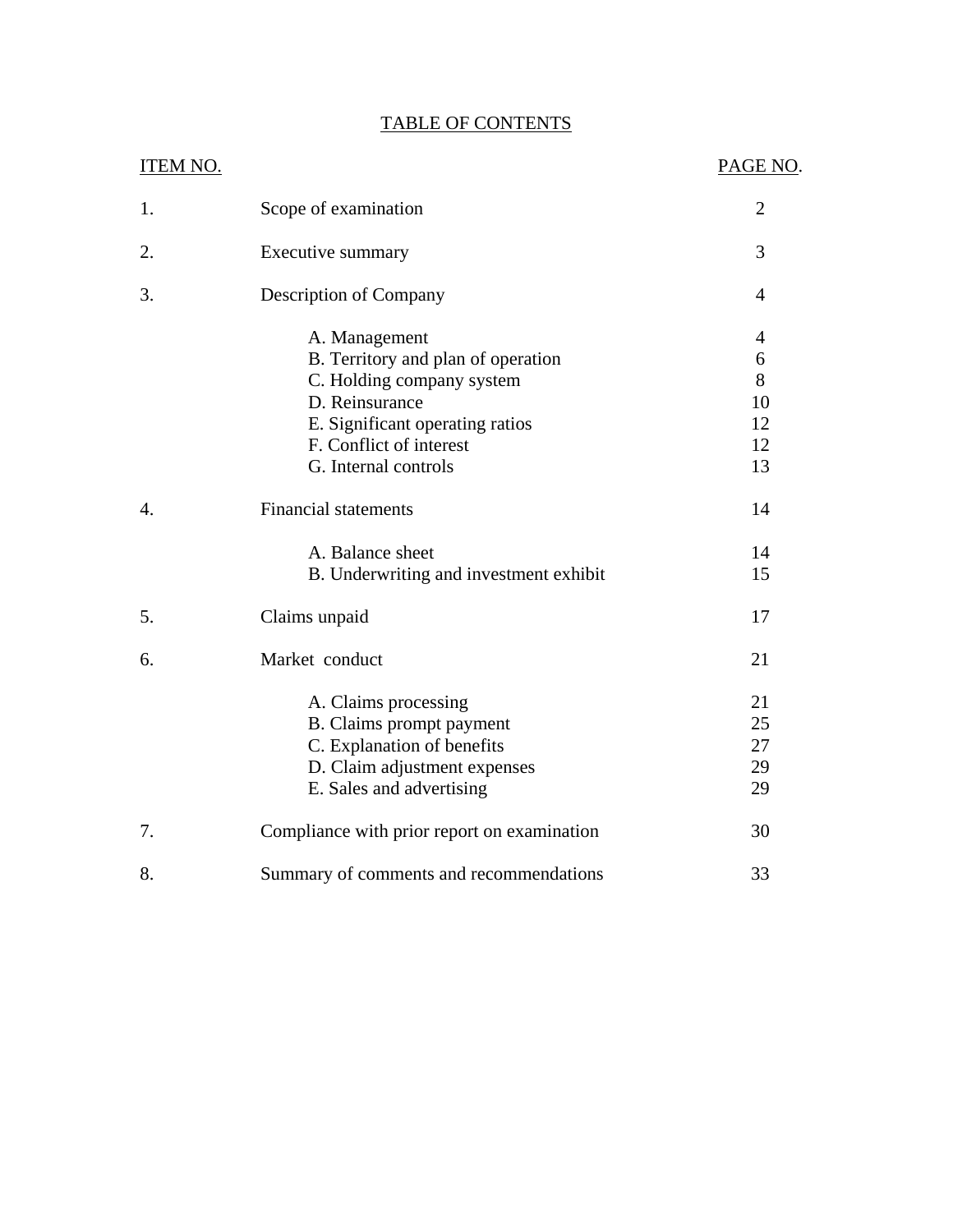# TABLE OF CONTENTS

| ITEM NO. | | PAGE NO. |
|---|---|---|
| 1. | Scope of examination | 2 |
| 2. | Executive summary | 3 |
| 3. | Description of Company | 4 |
| | A. Management | 4 |
| | B. Territory and plan of operation | 6 |
| | C. Holding company system | 8 |
| | D. Reinsurance | 10 |
| | E. Significant operating ratios | 12 |
| | F. Conflict of interest | 12 |
| | G. Internal controls | 13 |
| 4. | Financial statements | 14 |
| | A. Balance sheet | 14 |
| | B. Underwriting and investment exhibit | 15 |
| 5. | Claims unpaid | 17 |
| 6. | Market conduct | 21 |
| | A. Claims processing | 21 |
| | B. Claims prompt payment | 25 |
| | C. Explanation of benefits | 27 |
| | D. Claim adjustment expenses | 29 |
| | E. Sales and advertising | 29 |
| 7. | Compliance with prior report on examination | 30 |
| 8. | Summary of comments and recommendations | 33 |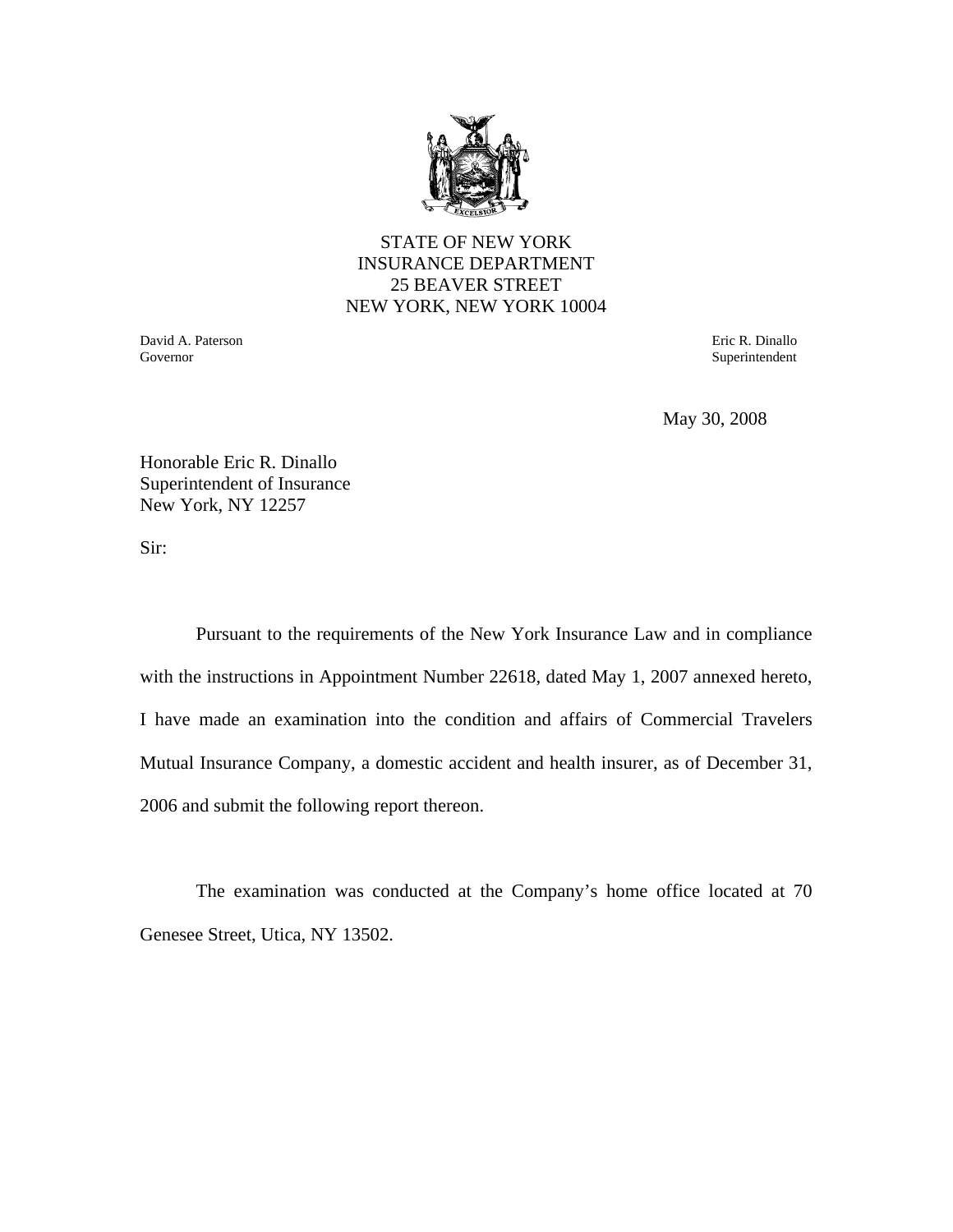STATE OF NEW YORK
INSURANCE DEPARTMENT
25 BEAVER STREET
NEW YORK, NEW YORK 10004

David A. Paterson
Governor

Eric R. Dinallo
Superintendent

May 30, 2008

Honorable Eric R. Dinallo
Superintendent of Insurance
New York, NY 12257

Sir:

Pursuant to the requirements of the New York Insurance Law and in compliance with the instructions in Appointment Number 22618, dated May 1, 2007 annexed hereto, I have made an examination into the condition and affairs of Commercial Travelers Mutual Insurance Company, a domestic accident and health insurer, as of December 31, 2006 and submit the following report thereon.

The examination was conducted at the Company's home office located at 70 Genesee Street, Utica, NY 13502.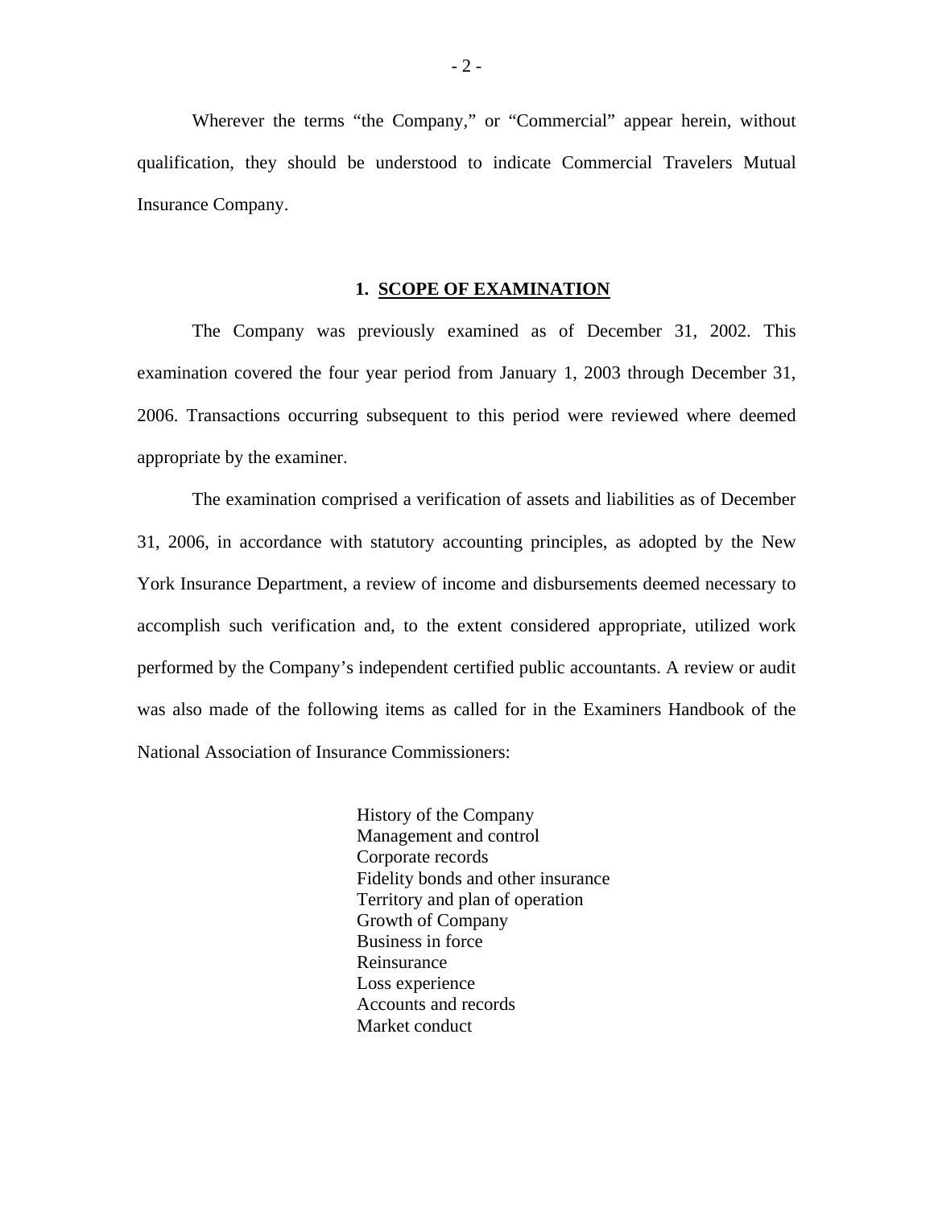Wherever the terms "the Company," or "Commercial" appear herein, without qualification, they should be understood to indicate Commercial Travelers Mutual Insurance Company.

## 1. SCOPE OF EXAMINATION

The Company was previously examined as of December 31, 2002. This examination covered the four year period from January 1, 2003 through December 31, 2006. Transactions occurring subsequent to this period were reviewed where deemed appropriate by the examiner.

The examination comprised a verification of assets and liabilities as of December 31, 2006, in accordance with statutory accounting principles, as adopted by the New York Insurance Department, a review of income and disbursements deemed necessary to accomplish such verification and, to the extent considered appropriate, utilized work performed by the Company's independent certified public accountants. A review or audit was also made of the following items as called for in the Examiners Handbook of the National Association of Insurance Commissioners:

- History of the Company
- Management and control
- Corporate records
- Fidelity bonds and other insurance
- Territory and plan of operation
- Growth of Company
- Business in force
- Reinsurance
- Loss experience
- Accounts and records
- Market conduct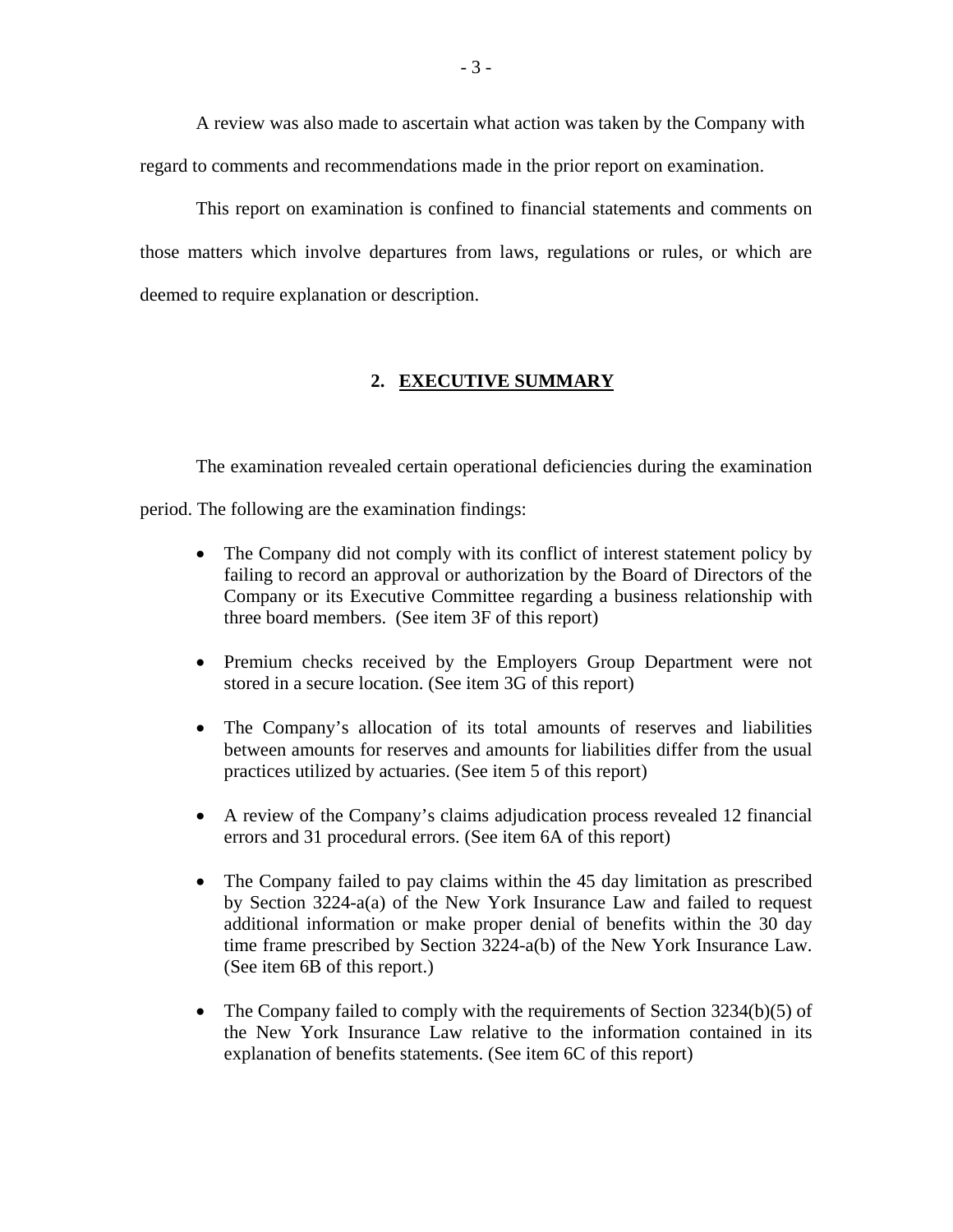A review was also made to ascertain what action was taken by the Company with regard to comments and recommendations made in the prior report on examination.

This report on examination is confined to financial statements and comments on those matters which involve departures from laws, regulations or rules, or which are deemed to require explanation or description.

## 2. EXECUTIVE SUMMARY

The examination revealed certain operational deficiencies during the examination period. The following are the examination findings:

- The Company did not comply with its conflict of interest statement policy by failing to record an approval or authorization by the Board of Directors of the Company or its Executive Committee regarding a business relationship with three board members. (See item 3F of this report)

- Premium checks received by the Employers Group Department were not stored in a secure location. (See item 3G of this report)

- The Company's allocation of its total amounts of reserves and liabilities between amounts for reserves and amounts for liabilities differ from the usual practices utilized by actuaries. (See item 5 of this report)

- A review of the Company's claims adjudication process revealed 12 financial errors and 31 procedural errors. (See item 6A of this report)

- The Company failed to pay claims within the 45 day limitation as prescribed by Section 3224-a(a) of the New York Insurance Law and failed to request additional information or make proper denial of benefits within the 30 day time frame prescribed by Section 3224-a(b) of the New York Insurance Law. (See item 6B of this report.)

- The Company failed to comply with the requirements of Section 3234(b)(5) of the New York Insurance Law relative to the information contained in its explanation of benefits statements. (See item 6C of this report)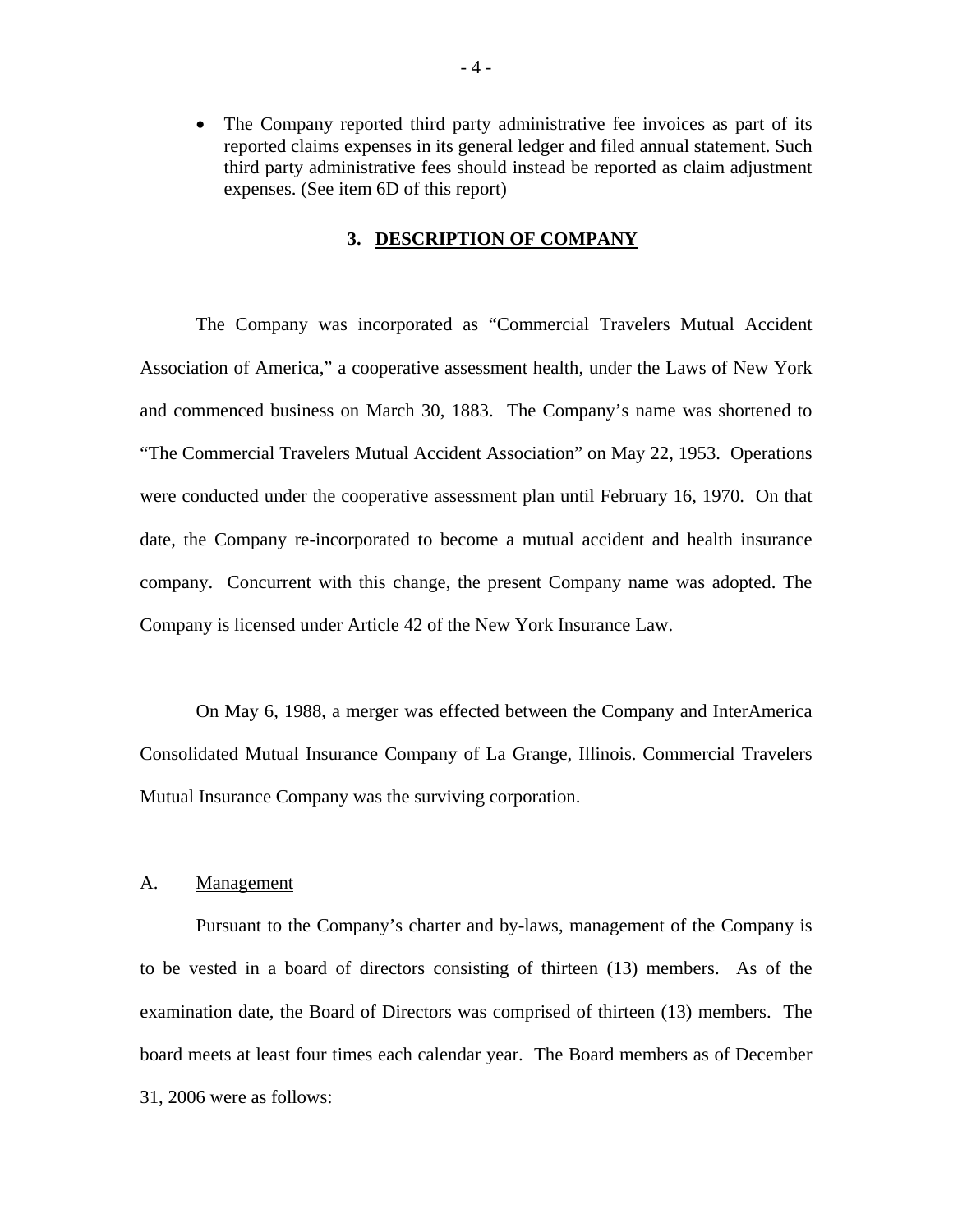- The Company reported third party administrative fee invoices as part of its reported claims expenses in its general ledger and filed annual statement. Such third party administrative fees should instead be reported as claim adjustment expenses. (See item 6D of this report)

## 3. DESCRIPTION OF COMPANY

The Company was incorporated as "Commercial Travelers Mutual Accident Association of America," a cooperative assessment health, under the Laws of New York and commenced business on March 30, 1883. The Company's name was shortened to "The Commercial Travelers Mutual Accident Association" on May 22, 1953. Operations were conducted under the cooperative assessment plan until February 16, 1970. On that date, the Company re-incorporated to become a mutual accident and health insurance company. Concurrent with this change, the present Company name was adopted. The Company is licensed under Article 42 of the New York Insurance Law.

On May 6, 1988, a merger was effected between the Company and InterAmerica Consolidated Mutual Insurance Company of La Grange, Illinois. Commercial Travelers Mutual Insurance Company was the surviving corporation.

### A. Management

Pursuant to the Company's charter and by-laws, management of the Company is to be vested in a board of directors consisting of thirteen (13) members. As of the examination date, the Board of Directors was comprised of thirteen (13) members. The board meets at least four times each calendar year. The Board members as of December 31, 2006 were as follows: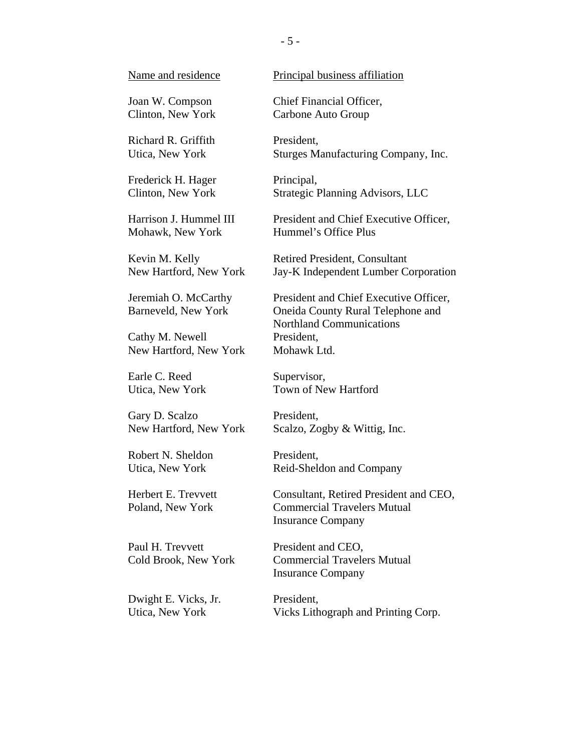| Name and residence | Principal business affiliation |
| --- | --- |
| Joan W. Compson<br>Clinton, New York | Chief Financial Officer,<br>Carbone Auto Group |
| Richard R. Griffith<br>Utica, New York | President,<br>Sturges Manufacturing Company, Inc. |
| Frederick H. Hager<br>Clinton, New York | Principal,<br>Strategic Planning Advisors, LLC |
| Harrison J. Hummel III<br>Mohawk, New York | President and Chief Executive Officer,<br>Hummel's Office Plus |
| Kevin M. Kelly<br>New Hartford, New York | Retired President, Consultant<br>Jay-K Independent Lumber Corporation |
| Jeremiah O. McCarthy<br>Barneveld, New York | President and Chief Executive Officer,<br>Oneida County Rural Telephone and<br>Northland Communications |
| Cathy M. Newell<br>New Hartford, New York | President,<br>Mohawk Ltd. |
| Earle C. Reed<br>Utica, New York | Supervisor,<br>Town of New Hartford |
| Gary D. Scalzo<br>New Hartford, New York | President,<br>Scalzo, Zogby & Wittig, Inc. |
| Robert N. Sheldon<br>Utica, New York | President,<br>Reid-Sheldon and Company |
| Herbert E. Trevvett<br>Poland, New York | Consultant, Retired President and CEO,<br>Commercial Travelers Mutual<br>Insurance Company |
| Paul H. Trevvett<br>Cold Brook, New York | President and CEO,<br>Commercial Travelers Mutual<br>Insurance Company |
| Dwight E. Vicks, Jr.<br>Utica, New York | President,<br>Vicks Lithograph and Printing Corp. |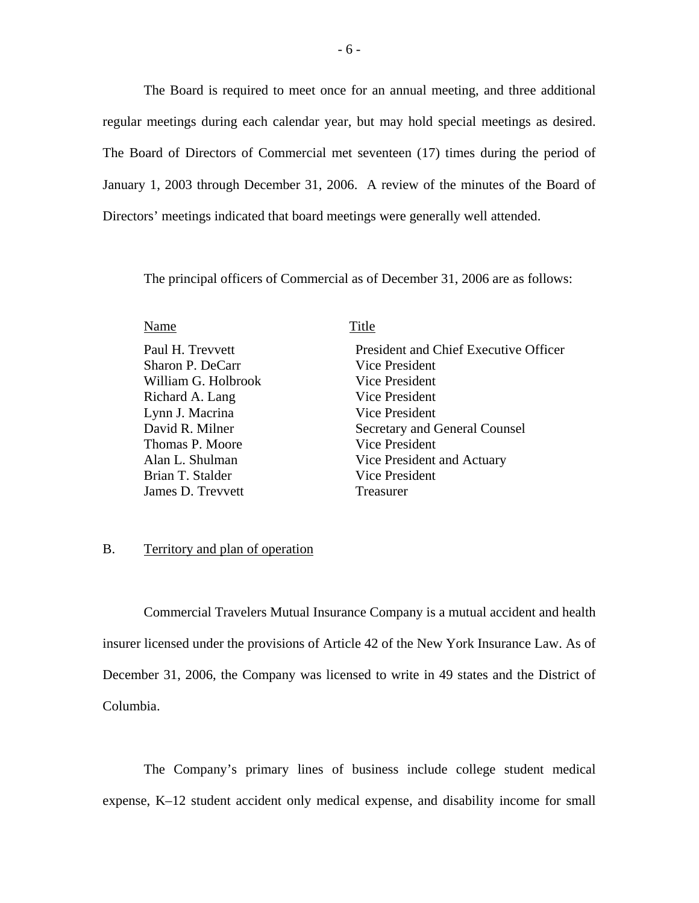The Board is required to meet once for an annual meeting, and three additional regular meetings during each calendar year, but may hold special meetings as desired. The Board of Directors of Commercial met seventeen (17) times during the period of January 1, 2003 through December 31, 2006. A review of the minutes of the Board of Directors' meetings indicated that board meetings were generally well attended.

The principal officers of Commercial as of December 31, 2006 are as follows:

| Name | Title |
|---|---|
| Paul H. Trevvett | President and Chief Executive Officer |
| Sharon P. DeCarr | Vice President |
| William G. Holbrook | Vice President |
| Richard A. Lang | Vice President |
| Lynn J. Macrina | Vice President |
| David R. Milner | Secretary and General Counsel |
| Thomas P. Moore | Vice President |
| Alan L. Shulman | Vice President and Actuary |
| Brian T. Stalder | Vice President |
| James D. Trevvett | Treasurer |

## B. Territory and plan of operation

Commercial Travelers Mutual Insurance Company is a mutual accident and health insurer licensed under the provisions of Article 42 of the New York Insurance Law. As of December 31, 2006, the Company was licensed to write in 49 states and the District of Columbia.

The Company's primary lines of business include college student medical expense, K–12 student accident only medical expense, and disability income for small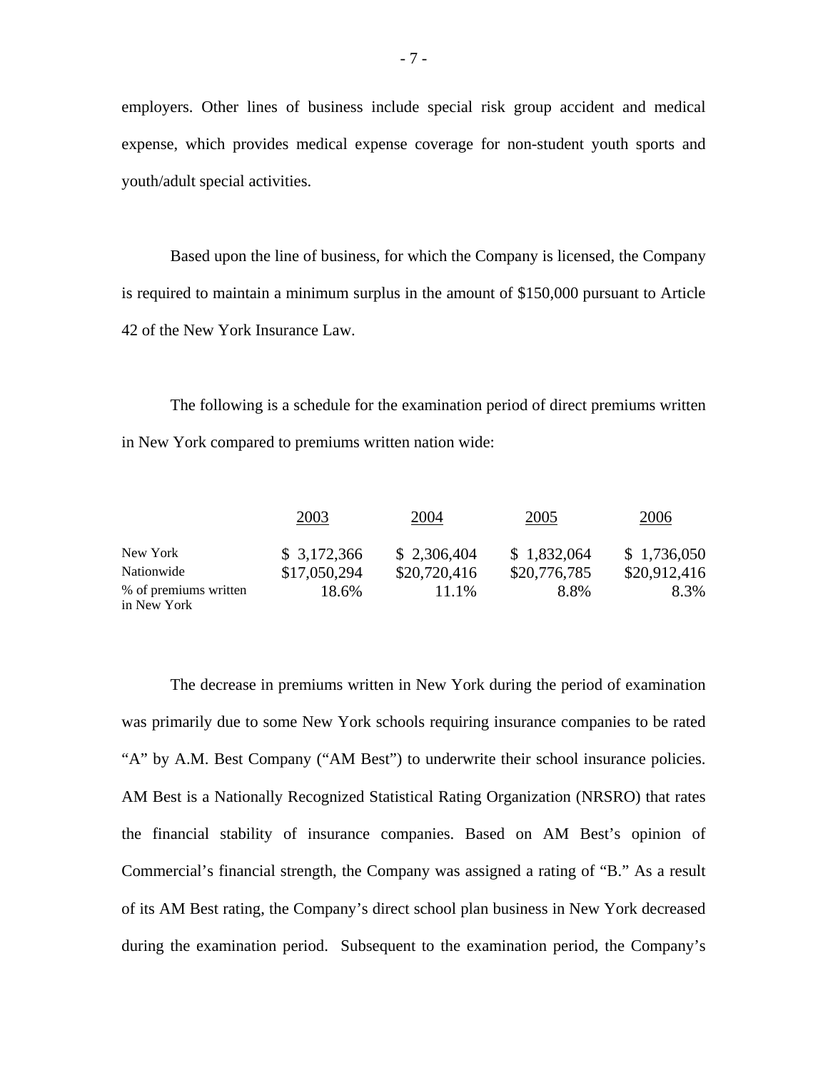employers. Other lines of business include special risk group accident and medical expense, which provides medical expense coverage for non-student youth sports and youth/adult special activities.

Based upon the line of business, for which the Company is licensed, the Company is required to maintain a minimum surplus in the amount of $150,000 pursuant to Article 42 of the New York Insurance Law.

The following is a schedule for the examination period of direct premiums written in New York compared to premiums written nation wide:

| | 2003 | 2004 | 2005 | 2006 |
|---|---|---|---|---|
| New York | $ 3,172,366 | $ 2,306,404 | $ 1,832,064 | $ 1,736,050 |
| Nationwide | $17,050,294 | $20,720,416 | $20,776,785 | $20,912,416 |
| % of premiums written in New York | 18.6% | 11.1% | 8.8% | 8.3% |

The decrease in premiums written in New York during the period of examination was primarily due to some New York schools requiring insurance companies to be rated "A" by A.M. Best Company ("AM Best") to underwrite their school insurance policies. AM Best is a Nationally Recognized Statistical Rating Organization (NRSRO) that rates the financial stability of insurance companies. Based on AM Best's opinion of Commercial's financial strength, the Company was assigned a rating of "B." As a result of its AM Best rating, the Company's direct school plan business in New York decreased during the examination period. Subsequent to the examination period, the Company's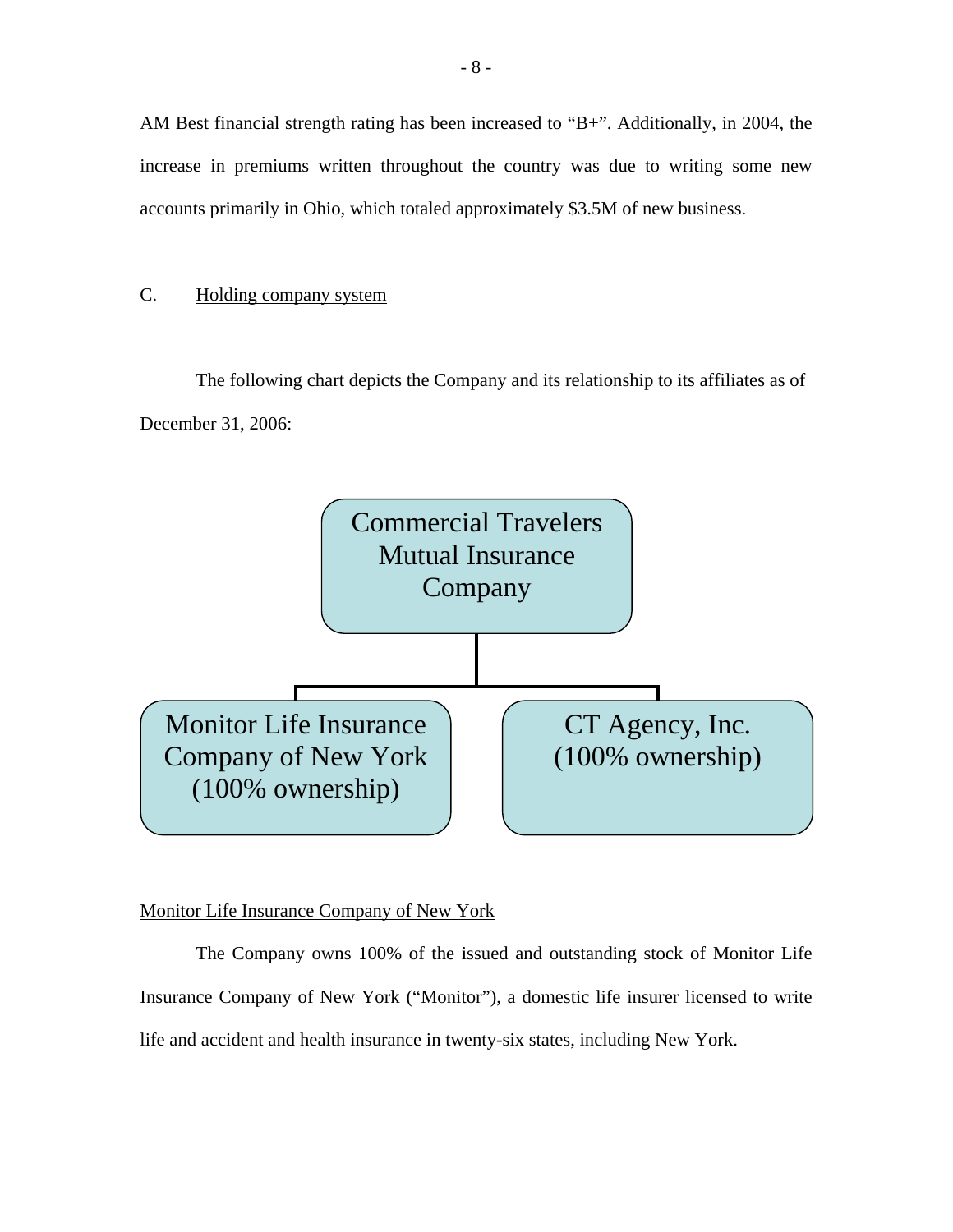AM Best financial strength rating has been increased to "B+". Additionally, in 2004, the increase in premiums written throughout the country was due to writing some new accounts primarily in Ohio, which totaled approximately $3.5M of new business.

C. Holding company system

The following chart depicts the Company and its relationship to its affiliates as of December 31, 2006:

Commercial Travelers Mutual Insurance Company

- Monitor Life Insurance Company of New York (100% ownership)
- CT Agency, Inc. (100% ownership)

Monitor Life Insurance Company of New York

The Company owns 100% of the issued and outstanding stock of Monitor Life Insurance Company of New York ("Monitor"), a domestic life insurer licensed to write life and accident and health insurance in twenty-six states, including New York.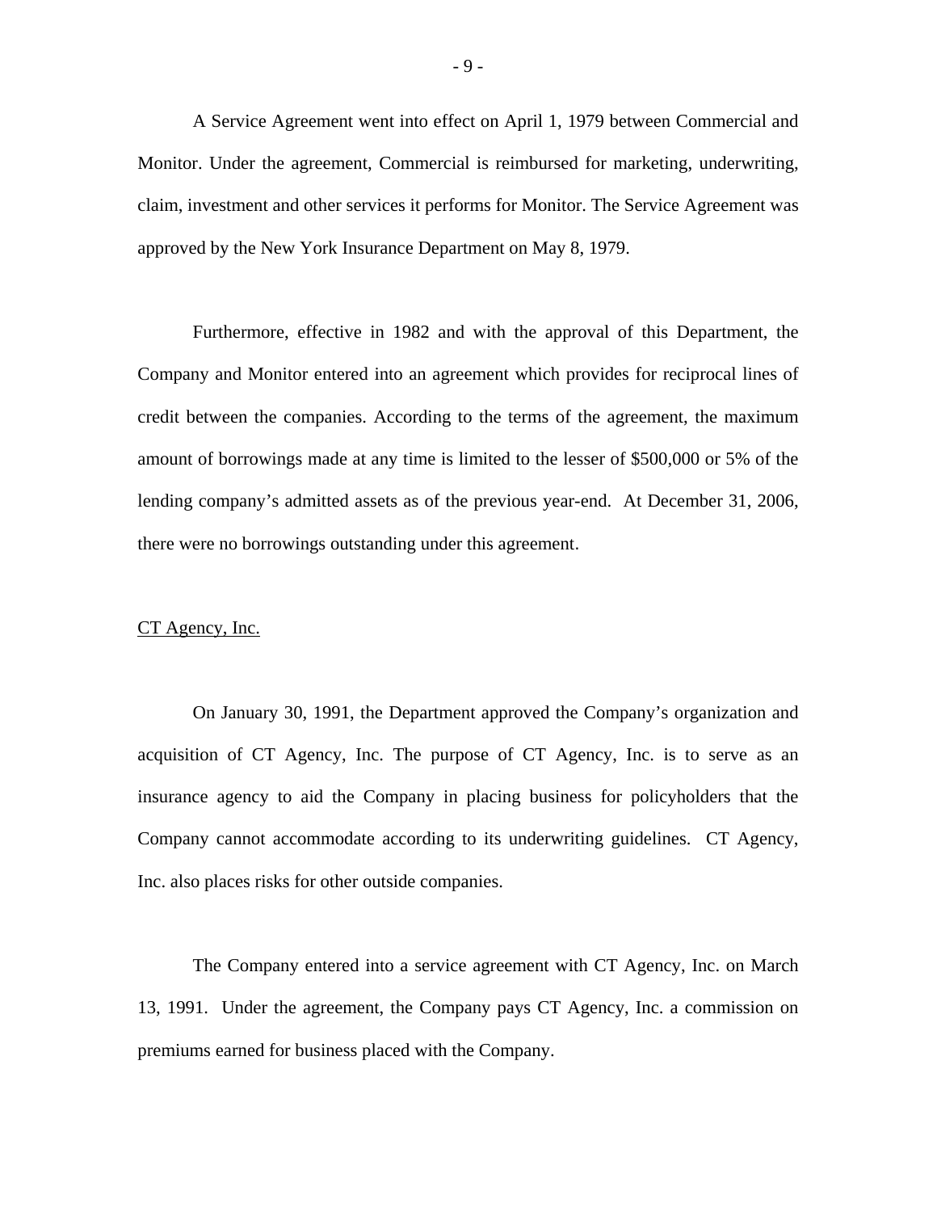A Service Agreement went into effect on April 1, 1979 between Commercial and Monitor. Under the agreement, Commercial is reimbursed for marketing, underwriting, claim, investment and other services it performs for Monitor. The Service Agreement was approved by the New York Insurance Department on May 8, 1979.

Furthermore, effective in 1982 and with the approval of this Department, the Company and Monitor entered into an agreement which provides for reciprocal lines of credit between the companies. According to the terms of the agreement, the maximum amount of borrowings made at any time is limited to the lesser of $500,000 or 5% of the lending company's admitted assets as of the previous year-end. At December 31, 2006, there were no borrowings outstanding under this agreement.

<u>CT Agency, Inc.</u>

On January 30, 1991, the Department approved the Company's organization and acquisition of CT Agency, Inc. The purpose of CT Agency, Inc. is to serve as an insurance agency to aid the Company in placing business for policyholders that the Company cannot accommodate according to its underwriting guidelines. CT Agency, Inc. also places risks for other outside companies.

The Company entered into a service agreement with CT Agency, Inc. on March 13, 1991. Under the agreement, the Company pays CT Agency, Inc. a commission on premiums earned for business placed with the Company.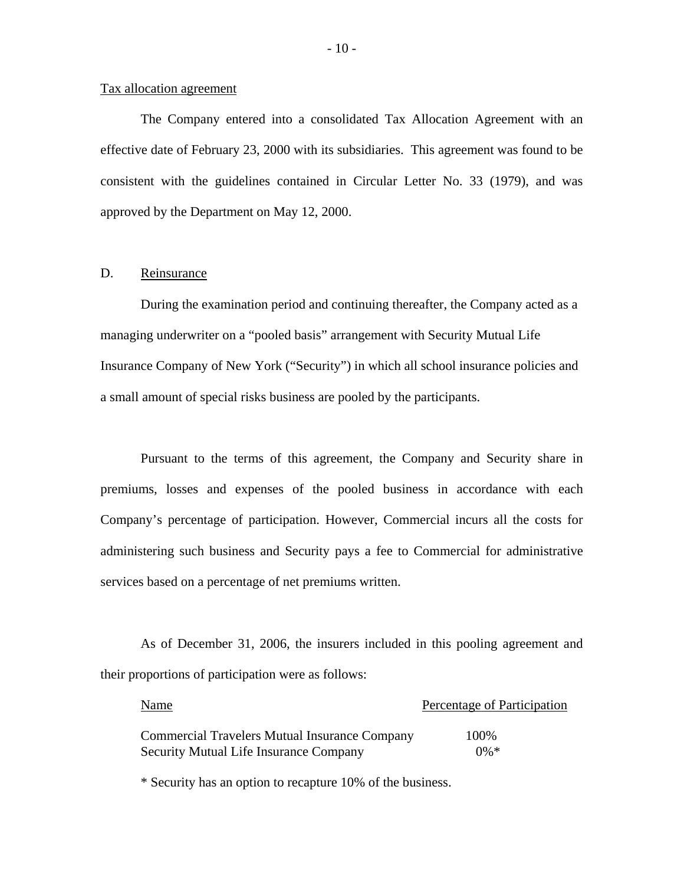Tax allocation agreement

The Company entered into a consolidated Tax Allocation Agreement with an effective date of February 23, 2000 with its subsidiaries. This agreement was found to be consistent with the guidelines contained in Circular Letter No. 33 (1979), and was approved by the Department on May 12, 2000.

## D. Reinsurance

During the examination period and continuing thereafter, the Company acted as a managing underwriter on a "pooled basis" arrangement with Security Mutual Life Insurance Company of New York ("Security") in which all school insurance policies and a small amount of special risks business are pooled by the participants.

Pursuant to the terms of this agreement, the Company and Security share in premiums, losses and expenses of the pooled business in accordance with each Company's percentage of participation. However, Commercial incurs all the costs for administering such business and Security pays a fee to Commercial for administrative services based on a percentage of net premiums written.

As of December 31, 2006, the insurers included in this pooling agreement and their proportions of participation were as follows:

| Name | Percentage of Participation |
|---|---|
| Commercial Travelers Mutual Insurance Company | 100% |
| Security Mutual Life Insurance Company | 0%* |

* Security has an option to recapture 10% of the business.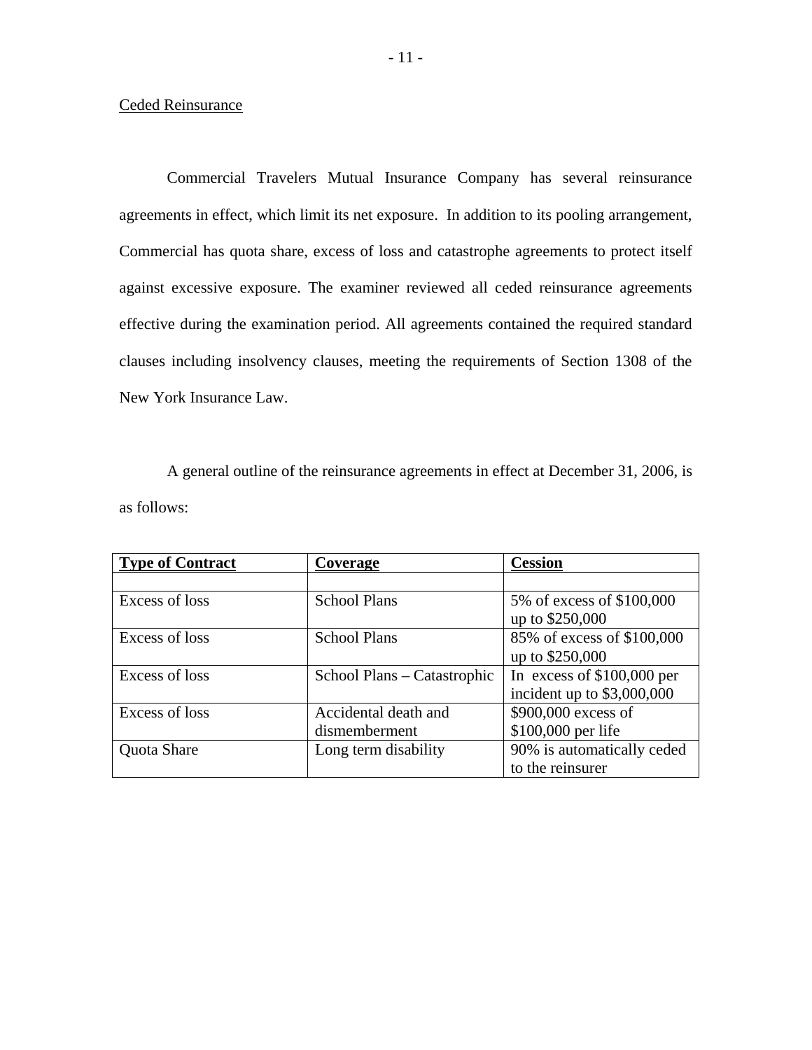Ceded Reinsurance

Commercial Travelers Mutual Insurance Company has several reinsurance agreements in effect, which limit its net exposure. In addition to its pooling arrangement, Commercial has quota share, excess of loss and catastrophe agreements to protect itself against excessive exposure. The examiner reviewed all ceded reinsurance agreements effective during the examination period. All agreements contained the required standard clauses including insolvency clauses, meeting the requirements of Section 1308 of the New York Insurance Law.

A general outline of the reinsurance agreements in effect at December 31, 2006, is as follows:

| **Type of Contract** | **Coverage** | **Cession** |
|---|---|---|
| | | |
| Excess of loss | School Plans | 5% of excess of $100,000 up to $250,000 |
| Excess of loss | School Plans | 85% of excess of $100,000 up to $250,000 |
| Excess of loss | School Plans – Catastrophic | In excess of $100,000 per incident up to $3,000,000 |
| Excess of loss | Accidental death and dismemberment | $900,000 excess of $100,000 per life |
| Quota Share | Long term disability | 90% is automatically ceded to the reinsurer |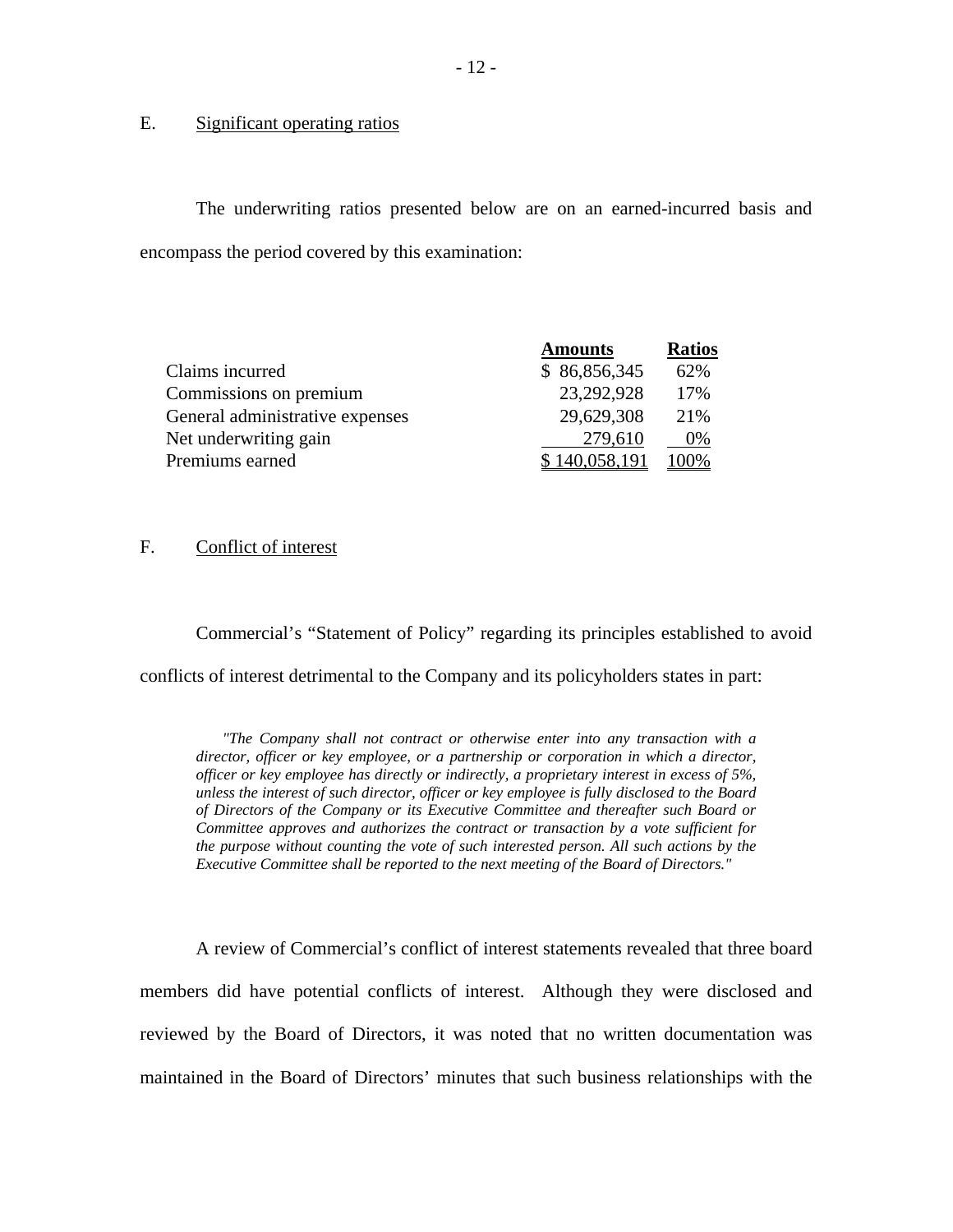## E. Significant operating ratios

The underwriting ratios presented below are on an earned-incurred basis and encompass the period covered by this examination:

| | Amounts | Ratios |
|---|---|---|
| Claims incurred | $ 86,856,345 | 62% |
| Commissions on premium | 23,292,928 | 17% |
| General administrative expenses | 29,629,308 | 21% |
| Net underwriting gain | 279,610 | 0% |
| Premiums earned | $ 140,058,191 | 100% |

## F. Conflict of interest

Commercial's "Statement of Policy" regarding its principles established to avoid conflicts of interest detrimental to the Company and its policyholders states in part:

> *"The Company shall not contract or otherwise enter into any transaction with a director, officer or key employee, or a partnership or corporation in which a director, officer or key employee has directly or indirectly, a proprietary interest in excess of 5%, unless the interest of such director, officer or key employee is fully disclosed to the Board of Directors of the Company or its Executive Committee and thereafter such Board or Committee approves and authorizes the contract or transaction by a vote sufficient for the purpose without counting the vote of such interested person. All such actions by the Executive Committee shall be reported to the next meeting of the Board of Directors."*

A review of Commercial's conflict of interest statements revealed that three board members did have potential conflicts of interest. Although they were disclosed and reviewed by the Board of Directors, it was noted that no written documentation was maintained in the Board of Directors' minutes that such business relationships with the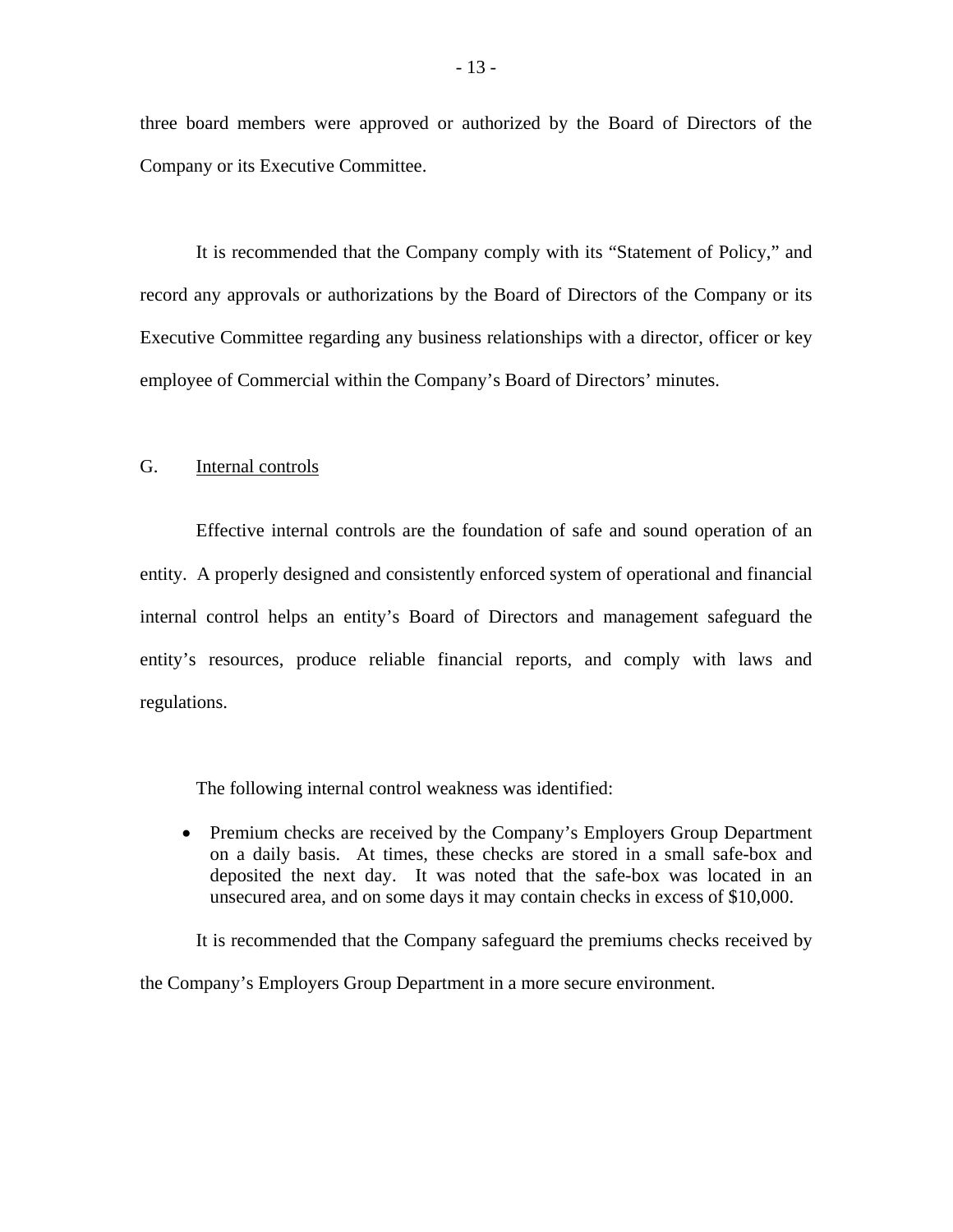three board members were approved or authorized by the Board of Directors of the Company or its Executive Committee.

It is recommended that the Company comply with its "Statement of Policy," and record any approvals or authorizations by the Board of Directors of the Company or its Executive Committee regarding any business relationships with a director, officer or key employee of Commercial within the Company's Board of Directors' minutes.

## G. Internal controls

Effective internal controls are the foundation of safe and sound operation of an entity. A properly designed and consistently enforced system of operational and financial internal control helps an entity's Board of Directors and management safeguard the entity's resources, produce reliable financial reports, and comply with laws and regulations.

The following internal control weakness was identified:

- Premium checks are received by the Company's Employers Group Department on a daily basis. At times, these checks are stored in a small safe-box and deposited the next day. It was noted that the safe-box was located in an unsecured area, and on some days it may contain checks in excess of $10,000.

It is recommended that the Company safeguard the premiums checks received by the Company's Employers Group Department in a more secure environment.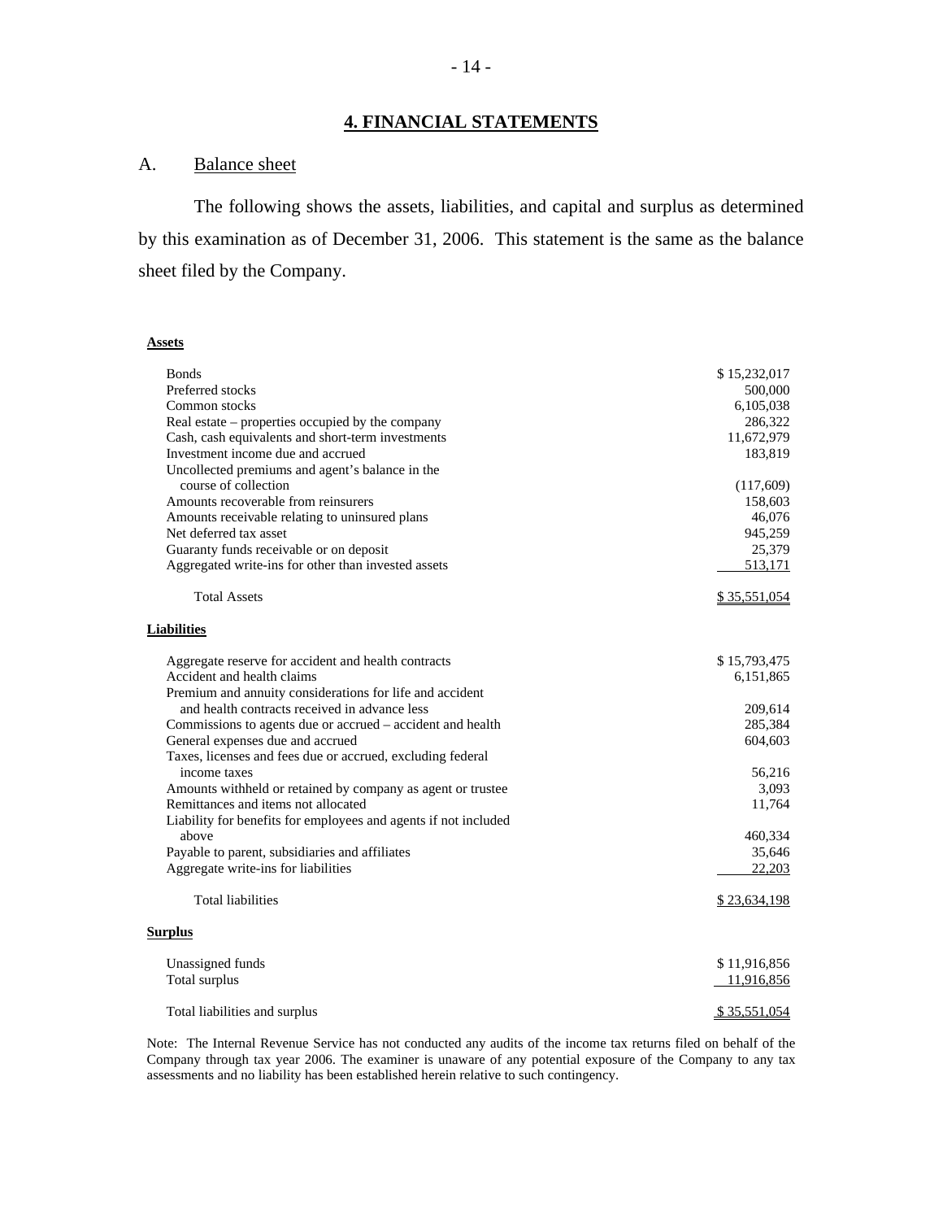## 4. FINANCIAL STATEMENTS

A. Balance sheet

The following shows the assets, liabilities, and capital and surplus as determined by this examination as of December 31, 2006. This statement is the same as the balance sheet filed by the Company.

| **Assets** | |
|---|---|
| Bonds | $ 15,232,017 |
| Preferred stocks | 500,000 |
| Common stocks | 6,105,038 |
| Real estate – properties occupied by the company | 286,322 |
| Cash, cash equivalents and short-term investments | 11,672,979 |
| Investment income due and accrued | 183,819 |
| Uncollected premiums and agent's balance in the course of collection | (117,609) |
| Amounts recoverable from reinsurers | 158,603 |
| Amounts receivable relating to uninsured plans | 46,076 |
| Net deferred tax asset | 945,259 |
| Guaranty funds receivable or on deposit | 25,379 |
| Aggregated write-ins for other than invested assets | 513,171 |
| Total Assets | $ 35,551,054 |
| **Liabilities** | |
| Aggregate reserve for accident and health contracts | $ 15,793,475 |
| Accident and health claims | 6,151,865 |
| Premium and annuity considerations for life and accident and health contracts received in advance less | 209,614 |
| Commissions to agents due or accrued – accident and health | 285,384 |
| General expenses due and accrued | 604,603 |
| Taxes, licenses and fees due or accrued, excluding federal income taxes | 56,216 |
| Amounts withheld or retained by company as agent or trustee | 3,093 |
| Remittances and items not allocated | 11,764 |
| Liability for benefits for employees and agents if not included above | 460,334 |
| Payable to parent, subsidiaries and affiliates | 35,646 |
| Aggregate write-ins for liabilities | 22,203 |
| Total liabilities | $ 23,634,198 |
| **Surplus** | |
| Unassigned funds | $ 11,916,856 |
| Total surplus | 11,916,856 |
| Total liabilities and surplus | $ 35,551,054 |

Note: The Internal Revenue Service has not conducted any audits of the income tax returns filed on behalf of the Company through tax year 2006. The examiner is unaware of any potential exposure of the Company to any tax assessments and no liability has been established herein relative to such contingency.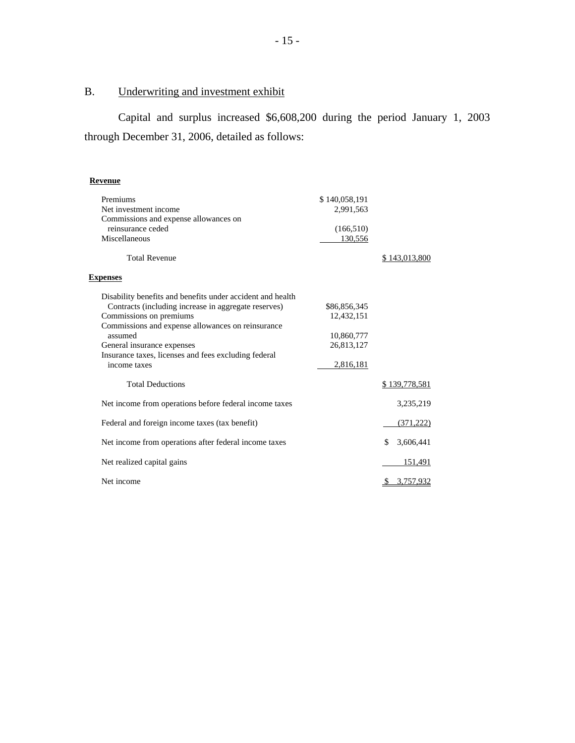## B. Underwriting and investment exhibit

Capital and surplus increased $6,608,200 during the period January 1, 2003 through December 31, 2006, detailed as follows:

| | | |
|---|---|---|
| **Revenue** | | |
| Premiums | $ 140,058,191 | |
| Net investment income | 2,991,563 | |
| Commissions and expense allowances on reinsurance ceded | (166,510) | |
| Miscellaneous | 130,556 | |
| Total Revenue | | $ 143,013,800 |
| **Expenses** | | |
| Disability benefits and benefits under accident and health Contracts (including increase in aggregate reserves) | $86,856,345 | |
| Commissions on premiums | 12,432,151 | |
| Commissions and expense allowances on reinsurance assumed | 10,860,777 | |
| General insurance expenses | 26,813,127 | |
| Insurance taxes, licenses and fees excluding federal income taxes | 2,816,181 | |
| Total Deductions | | $ 139,778,581 |
| Net income from operations before federal income taxes | | 3,235,219 |
| Federal and foreign income taxes (tax benefit) | | (371,222) |
| Net income from operations after federal income taxes | | $ 3,606,441 |
| Net realized capital gains | | 151,491 |
| Net income | | $ 3,757,932 |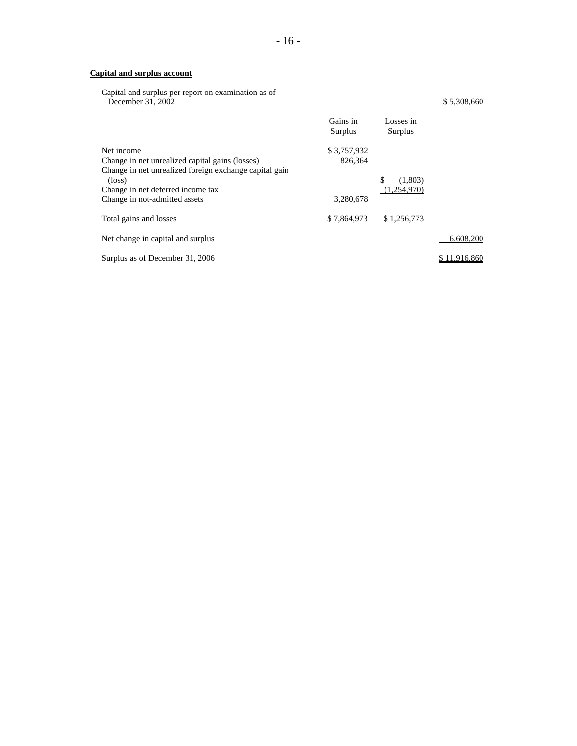**Capital and surplus account**

| | Gains in Surplus | Losses in Surplus | |
|---|---|---|---|
| Capital and surplus per report on examination as of December 31, 2002 | | | $ 5,308,660 |
| Net income | $ 3,757,932 | | |
| Change in net unrealized capital gains (losses) | 826,364 | | |
| Change in net unrealized foreign exchange capital gain (loss) | | $ (1,803) | |
| Change in net deferred income tax | | (1,254,970) | |
| Change in not-admitted assets | 3,280,678 | | |
| Total gains and losses | $ 7,864,973 | $ 1,256,773 | |
| Net change in capital and surplus | | | 6,608,200 |
| Surplus as of December 31, 2006 | | | $ 11,916,860 |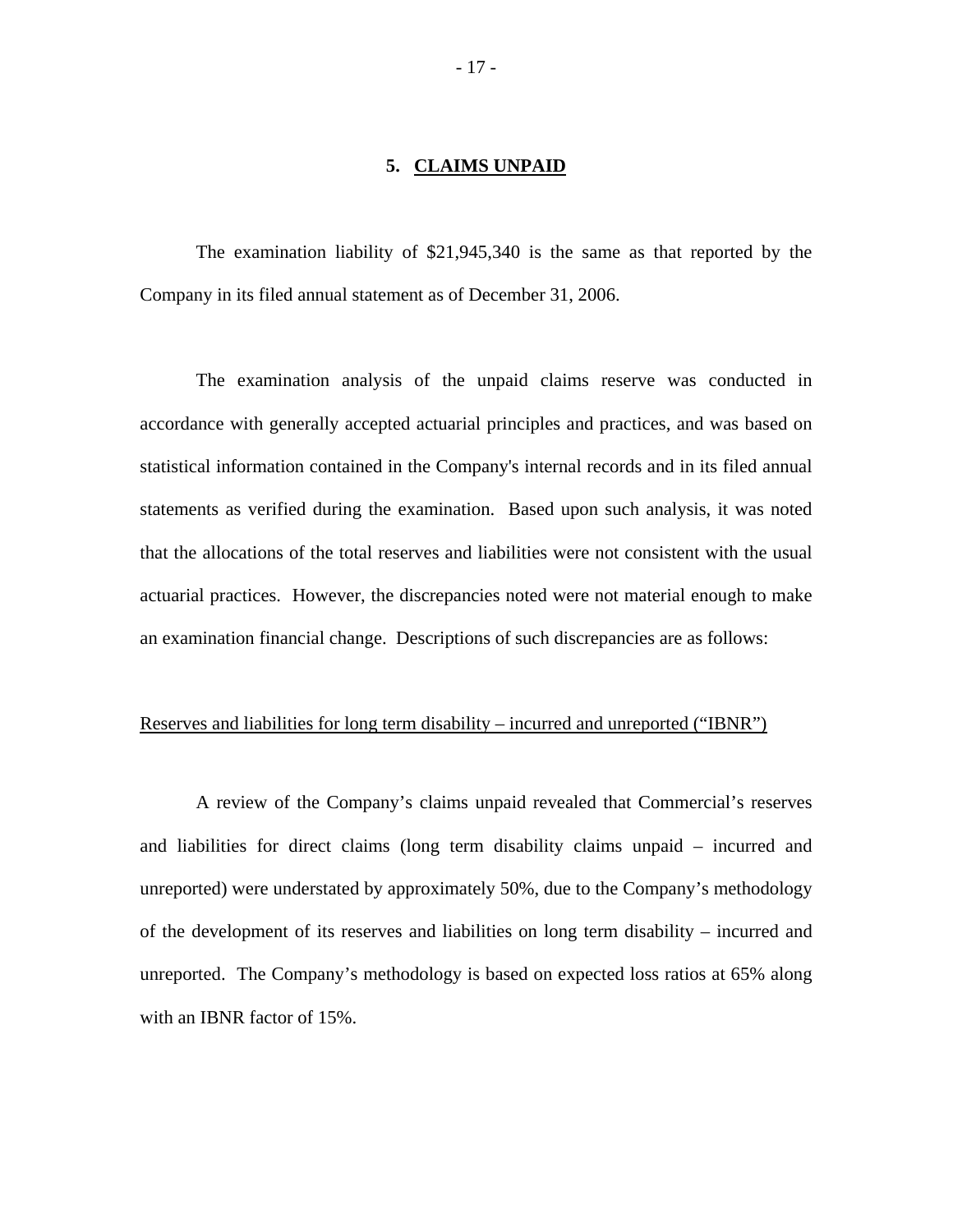## 5. **CLAIMS UNPAID**

The examination liability of $21,945,340 is the same as that reported by the Company in its filed annual statement as of December 31, 2006.

The examination analysis of the unpaid claims reserve was conducted in accordance with generally accepted actuarial principles and practices, and was based on statistical information contained in the Company's internal records and in its filed annual statements as verified during the examination. Based upon such analysis, it was noted that the allocations of the total reserves and liabilities were not consistent with the usual actuarial practices. However, the discrepancies noted were not material enough to make an examination financial change. Descriptions of such discrepancies are as follows:

Reserves and liabilities for long term disability – incurred and unreported ("IBNR")

A review of the Company's claims unpaid revealed that Commercial's reserves and liabilities for direct claims (long term disability claims unpaid – incurred and unreported) were understated by approximately 50%, due to the Company's methodology of the development of its reserves and liabilities on long term disability – incurred and unreported. The Company's methodology is based on expected loss ratios at 65% along with an IBNR factor of 15%.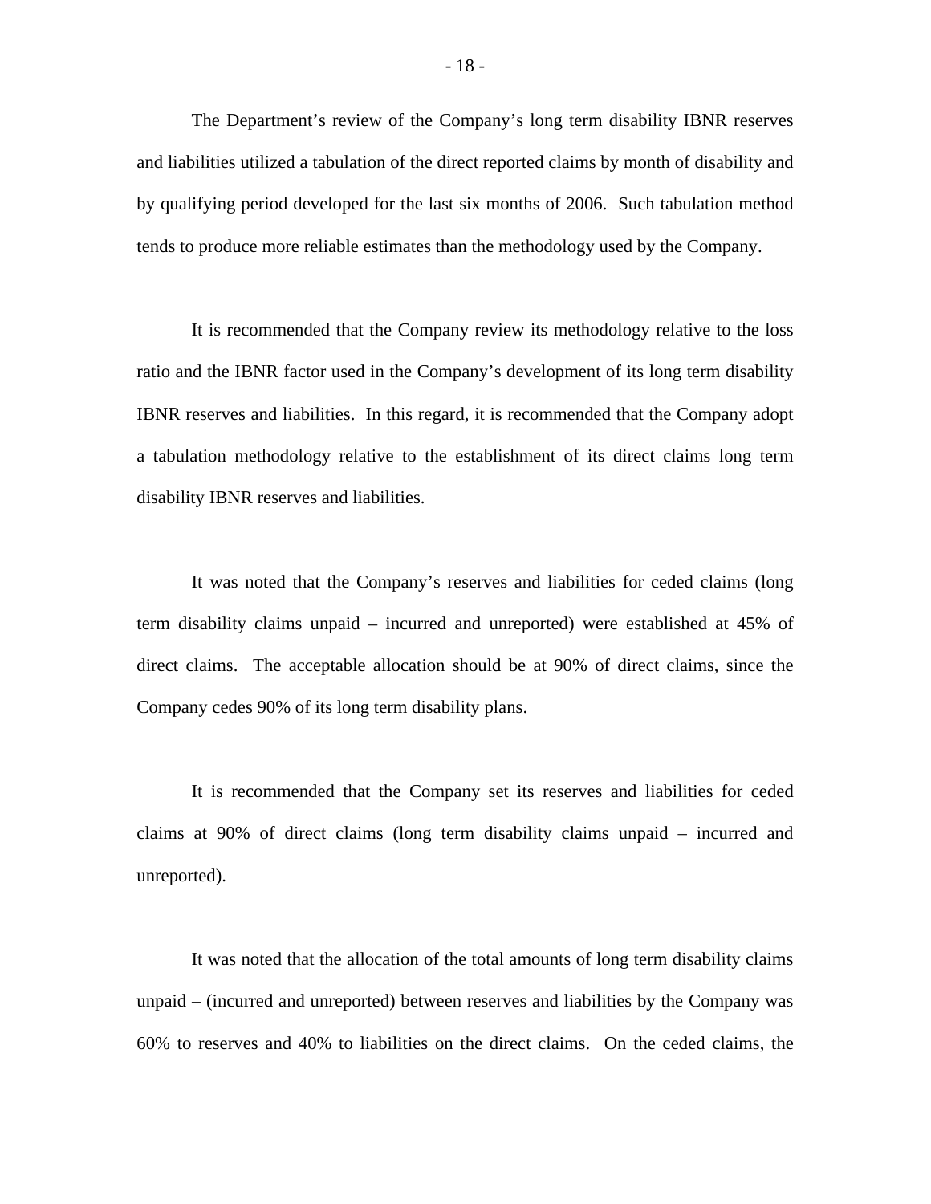The Department's review of the Company's long term disability IBNR reserves and liabilities utilized a tabulation of the direct reported claims by month of disability and by qualifying period developed for the last six months of 2006. Such tabulation method tends to produce more reliable estimates than the methodology used by the Company.

It is recommended that the Company review its methodology relative to the loss ratio and the IBNR factor used in the Company's development of its long term disability IBNR reserves and liabilities. In this regard, it is recommended that the Company adopt a tabulation methodology relative to the establishment of its direct claims long term disability IBNR reserves and liabilities.

It was noted that the Company's reserves and liabilities for ceded claims (long term disability claims unpaid – incurred and unreported) were established at 45% of direct claims. The acceptable allocation should be at 90% of direct claims, since the Company cedes 90% of its long term disability plans.

It is recommended that the Company set its reserves and liabilities for ceded claims at 90% of direct claims (long term disability claims unpaid – incurred and unreported).

It was noted that the allocation of the total amounts of long term disability claims unpaid – (incurred and unreported) between reserves and liabilities by the Company was 60% to reserves and 40% to liabilities on the direct claims. On the ceded claims, the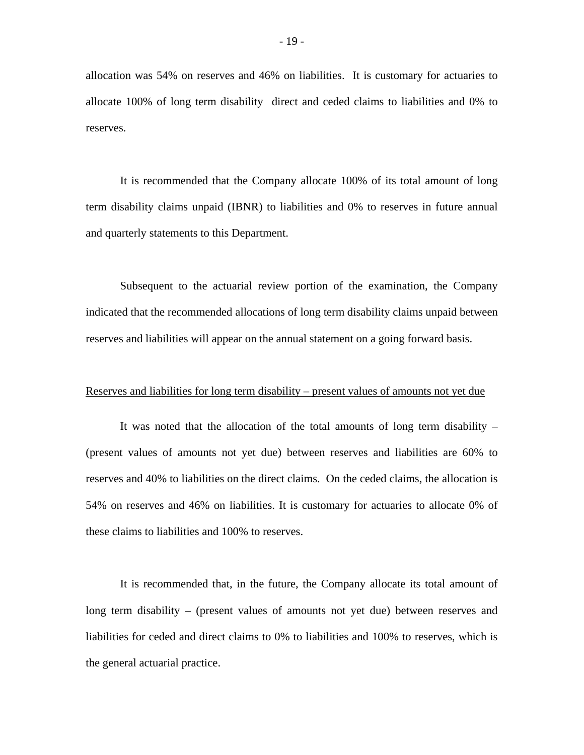allocation was 54% on reserves and 46% on liabilities. It is customary for actuaries to allocate 100% of long term disability direct and ceded claims to liabilities and 0% to reserves.

It is recommended that the Company allocate 100% of its total amount of long term disability claims unpaid (IBNR) to liabilities and 0% to reserves in future annual and quarterly statements to this Department.

Subsequent to the actuarial review portion of the examination, the Company indicated that the recommended allocations of long term disability claims unpaid between reserves and liabilities will appear on the annual statement on a going forward basis.

Reserves and liabilities for long term disability – present values of amounts not yet due

It was noted that the allocation of the total amounts of long term disability – (present values of amounts not yet due) between reserves and liabilities are 60% to reserves and 40% to liabilities on the direct claims. On the ceded claims, the allocation is 54% on reserves and 46% on liabilities. It is customary for actuaries to allocate 0% of these claims to liabilities and 100% to reserves.

It is recommended that, in the future, the Company allocate its total amount of long term disability – (present values of amounts not yet due) between reserves and liabilities for ceded and direct claims to 0% to liabilities and 100% to reserves, which is the general actuarial practice.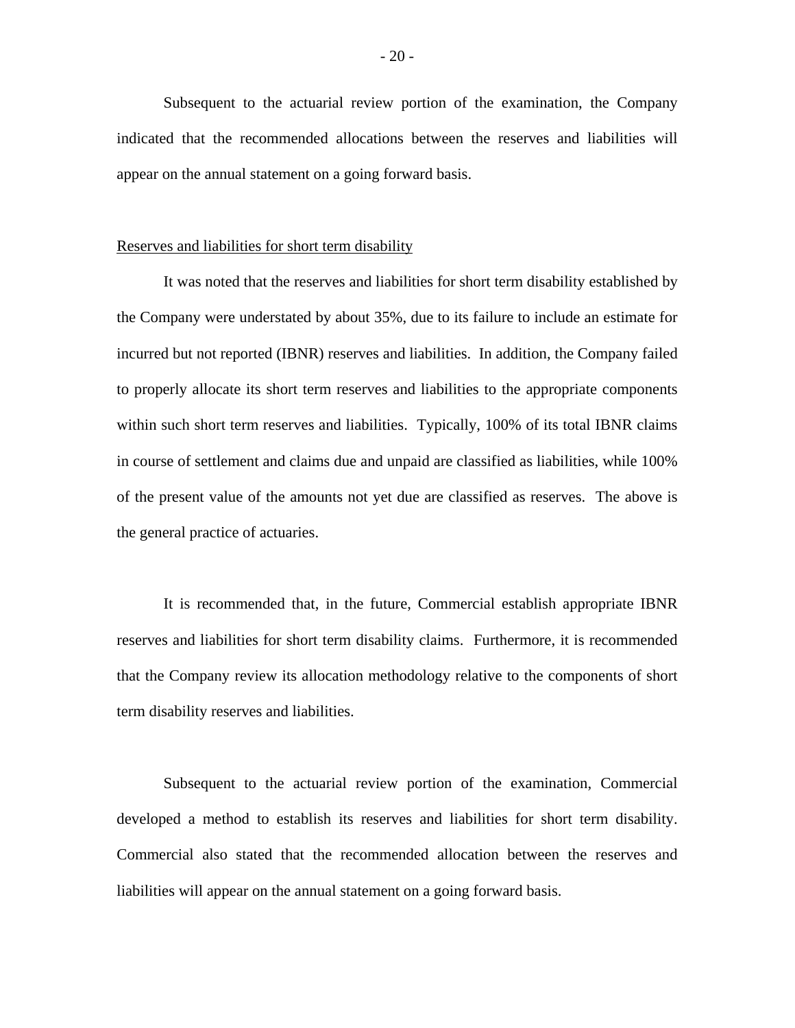Subsequent to the actuarial review portion of the examination, the Company indicated that the recommended allocations between the reserves and liabilities will appear on the annual statement on a going forward basis.

<u>Reserves and liabilities for short term disability</u>

It was noted that the reserves and liabilities for short term disability established by the Company were understated by about 35%, due to its failure to include an estimate for incurred but not reported (IBNR) reserves and liabilities. In addition, the Company failed to properly allocate its short term reserves and liabilities to the appropriate components within such short term reserves and liabilities. Typically, 100% of its total IBNR claims in course of settlement and claims due and unpaid are classified as liabilities, while 100% of the present value of the amounts not yet due are classified as reserves. The above is the general practice of actuaries.

It is recommended that, in the future, Commercial establish appropriate IBNR reserves and liabilities for short term disability claims. Furthermore, it is recommended that the Company review its allocation methodology relative to the components of short term disability reserves and liabilities.

Subsequent to the actuarial review portion of the examination, Commercial developed a method to establish its reserves and liabilities for short term disability. Commercial also stated that the recommended allocation between the reserves and liabilities will appear on the annual statement on a going forward basis.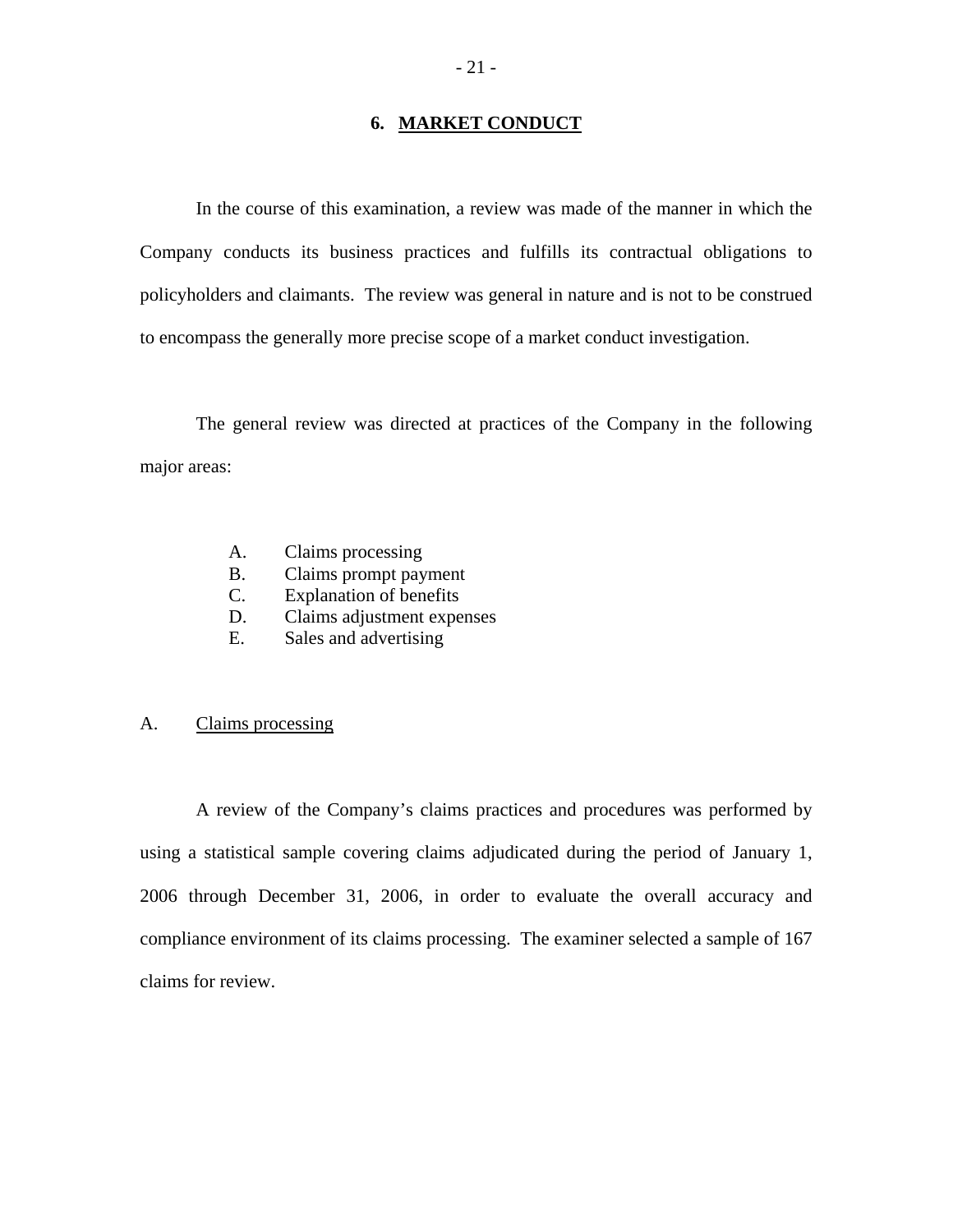## 6. MARKET CONDUCT

In the course of this examination, a review was made of the manner in which the Company conducts its business practices and fulfills its contractual obligations to policyholders and claimants. The review was general in nature and is not to be construed to encompass the generally more precise scope of a market conduct investigation.

The general review was directed at practices of the Company in the following major areas:

- A. Claims processing
- B. Claims prompt payment
- C. Explanation of benefits
- D. Claims adjustment expenses
- E. Sales and advertising

### A. Claims processing

A review of the Company's claims practices and procedures was performed by using a statistical sample covering claims adjudicated during the period of January 1, 2006 through December 31, 2006, in order to evaluate the overall accuracy and compliance environment of its claims processing. The examiner selected a sample of 167 claims for review.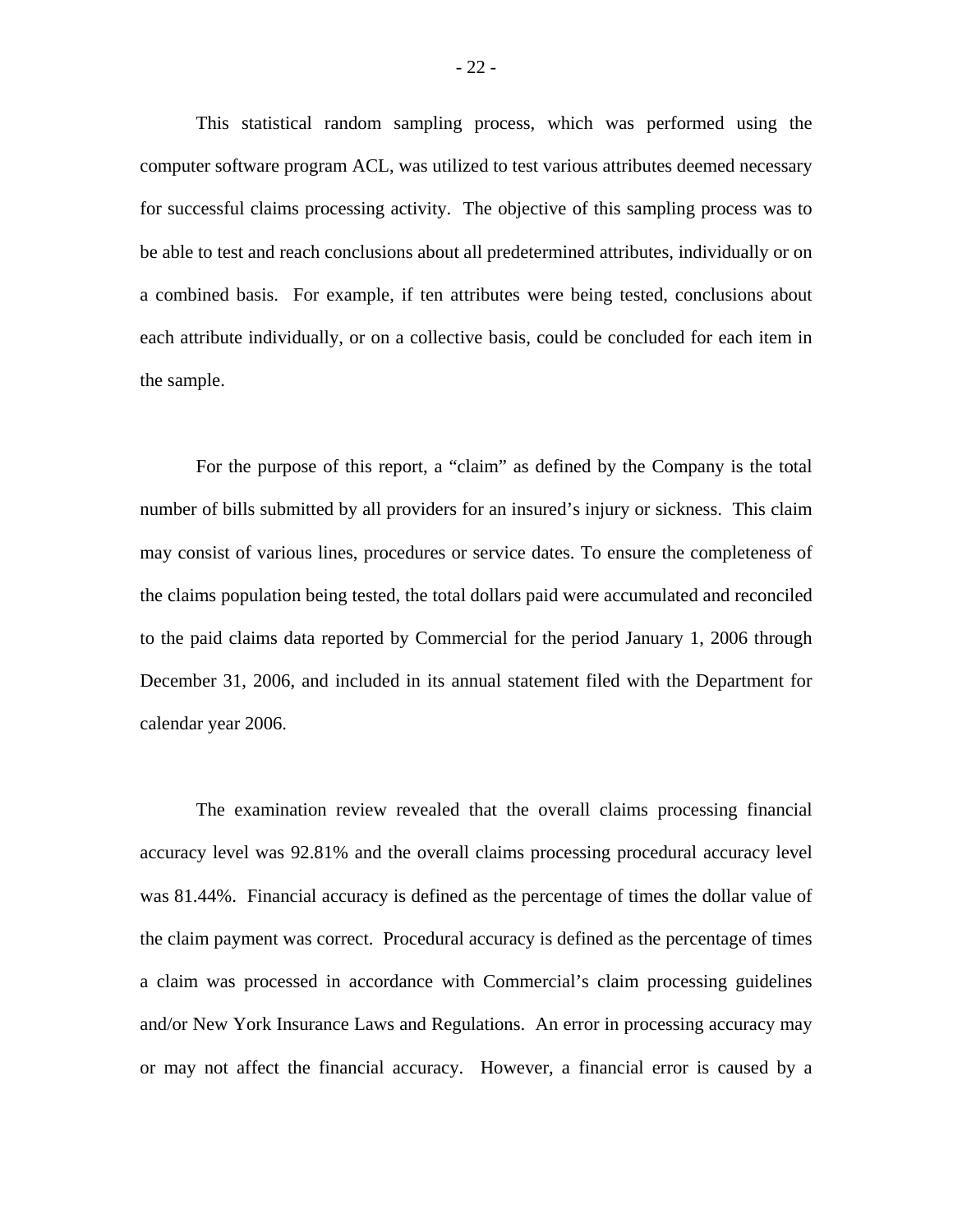This statistical random sampling process, which was performed using the computer software program ACL, was utilized to test various attributes deemed necessary for successful claims processing activity. The objective of this sampling process was to be able to test and reach conclusions about all predetermined attributes, individually or on a combined basis. For example, if ten attributes were being tested, conclusions about each attribute individually, or on a collective basis, could be concluded for each item in the sample.

For the purpose of this report, a "claim" as defined by the Company is the total number of bills submitted by all providers for an insured's injury or sickness. This claim may consist of various lines, procedures or service dates. To ensure the completeness of the claims population being tested, the total dollars paid were accumulated and reconciled to the paid claims data reported by Commercial for the period January 1, 2006 through December 31, 2006, and included in its annual statement filed with the Department for calendar year 2006.

The examination review revealed that the overall claims processing financial accuracy level was 92.81% and the overall claims processing procedural accuracy level was 81.44%. Financial accuracy is defined as the percentage of times the dollar value of the claim payment was correct. Procedural accuracy is defined as the percentage of times a claim was processed in accordance with Commercial's claim processing guidelines and/or New York Insurance Laws and Regulations. An error in processing accuracy may or may not affect the financial accuracy. However, a financial error is caused by a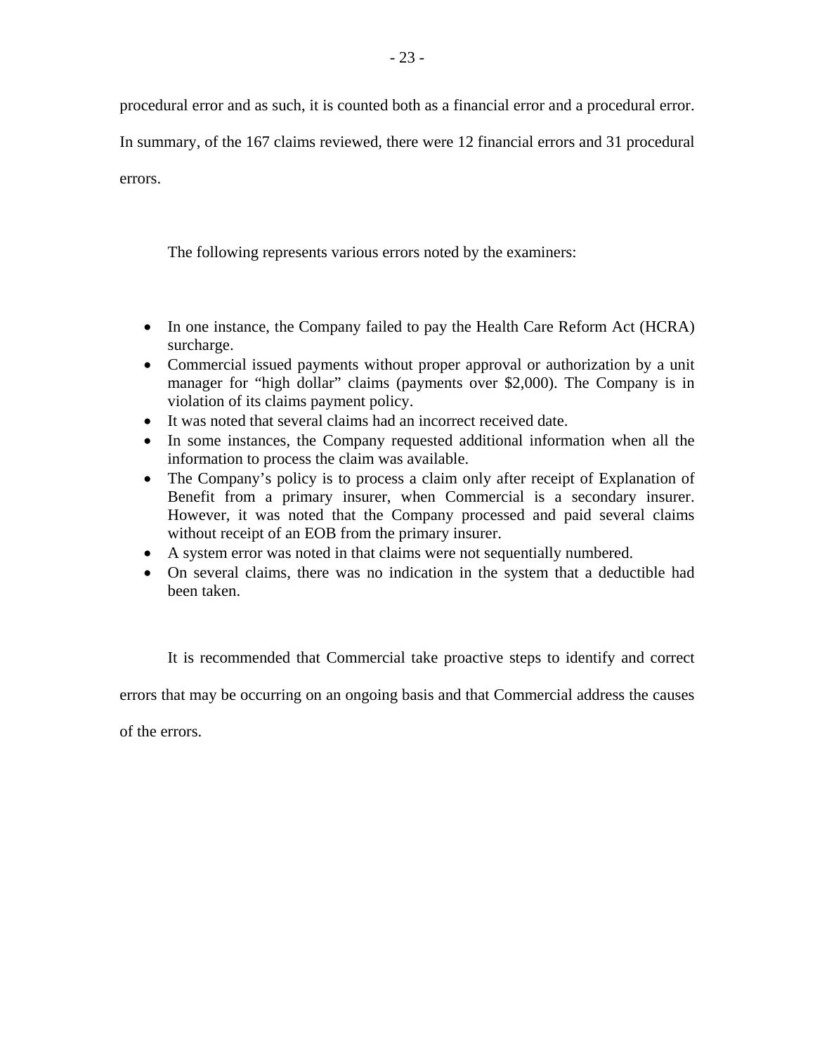procedural error and as such, it is counted both as a financial error and a procedural error. In summary, of the 167 claims reviewed, there were 12 financial errors and 31 procedural errors.

The following represents various errors noted by the examiners:

- In one instance, the Company failed to pay the Health Care Reform Act (HCRA) surcharge.
- Commercial issued payments without proper approval or authorization by a unit manager for "high dollar" claims (payments over $2,000). The Company is in violation of its claims payment policy.
- It was noted that several claims had an incorrect received date.
- In some instances, the Company requested additional information when all the information to process the claim was available.
- The Company's policy is to process a claim only after receipt of Explanation of Benefit from a primary insurer, when Commercial is a secondary insurer. However, it was noted that the Company processed and paid several claims without receipt of an EOB from the primary insurer.
- A system error was noted in that claims were not sequentially numbered.
- On several claims, there was no indication in the system that a deductible had been taken.

It is recommended that Commercial take proactive steps to identify and correct errors that may be occurring on an ongoing basis and that Commercial address the causes of the errors.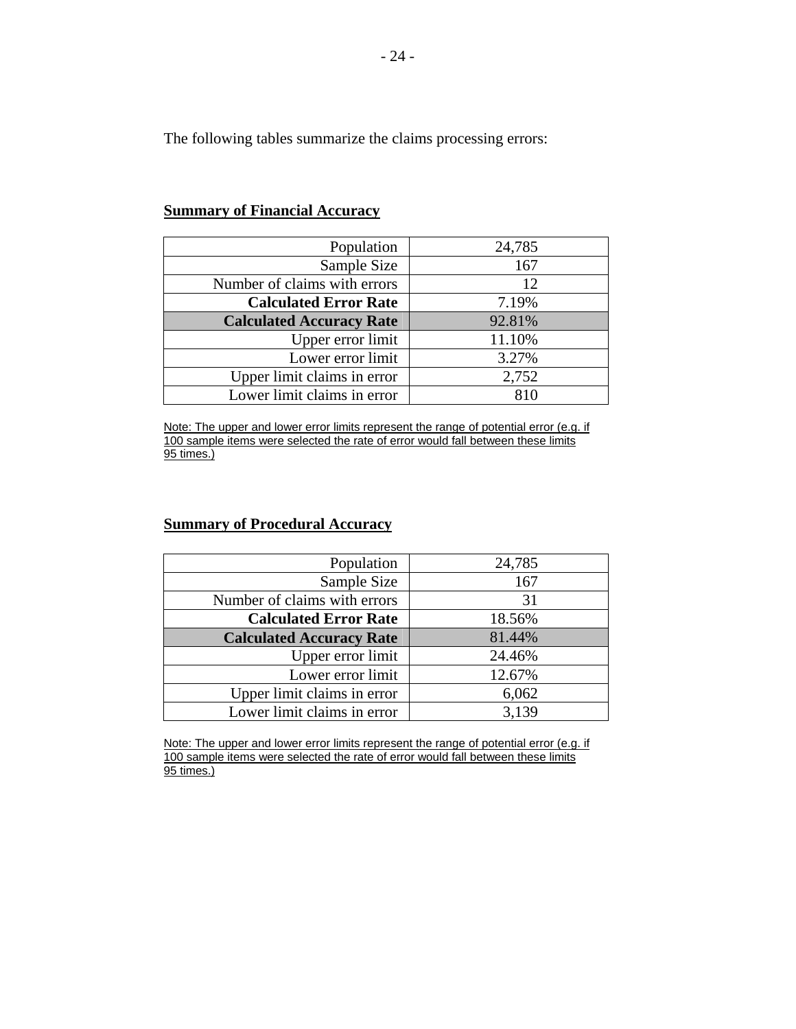The following tables summarize the claims processing errors:

**Summary of Financial Accuracy**

| | |
|---|---|
| Population | 24,785 |
| Sample Size | 167 |
| Number of claims with errors | 12 |
| **Calculated Error Rate** | 7.19% |
| **Calculated Accuracy Rate** | 92.81% |
| Upper error limit | 11.10% |
| Lower error limit | 3.27% |
| Upper limit claims in error | 2,752 |
| Lower limit claims in error | 810 |

Note: The upper and lower error limits represent the range of potential error (e.g. if 100 sample items were selected the rate of error would fall between these limits 95 times.)

**Summary of Procedural Accuracy**

| | |
|---|---|
| Population | 24,785 |
| Sample Size | 167 |
| Number of claims with errors | 31 |
| **Calculated Error Rate** | 18.56% |
| **Calculated Accuracy Rate** | 81.44% |
| Upper error limit | 24.46% |
| Lower error limit | 12.67% |
| Upper limit claims in error | 6,062 |
| Lower limit claims in error | 3,139 |

Note: The upper and lower error limits represent the range of potential error (e.g. if 100 sample items were selected the rate of error would fall between these limits 95 times.)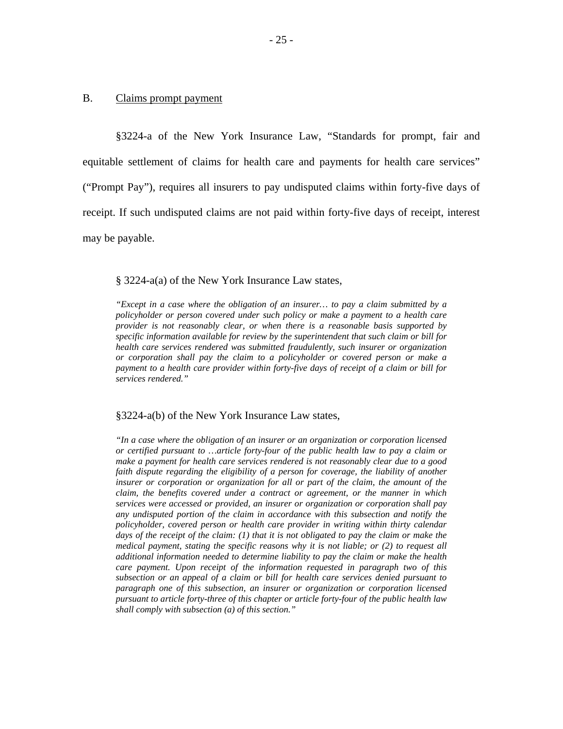## B. Claims prompt payment

§3224-a of the New York Insurance Law, "Standards for prompt, fair and equitable settlement of claims for health care and payments for health care services" ("Prompt Pay"), requires all insurers to pay undisputed claims within forty-five days of receipt. If such undisputed claims are not paid within forty-five days of receipt, interest may be payable.

§ 3224-a(a) of the New York Insurance Law states,

> *"Except in a case where the obligation of an insurer… to pay a claim submitted by a policyholder or person covered under such policy or make a payment to a health care provider is not reasonably clear, or when there is a reasonable basis supported by specific information available for review by the superintendent that such claim or bill for health care services rendered was submitted fraudulently, such insurer or organization or corporation shall pay the claim to a policyholder or covered person or make a payment to a health care provider within forty-five days of receipt of a claim or bill for services rendered."*

§3224-a(b) of the New York Insurance Law states,

> *"In a case where the obligation of an insurer or an organization or corporation licensed or certified pursuant to …article forty-four of the public health law to pay a claim or make a payment for health care services rendered is not reasonably clear due to a good faith dispute regarding the eligibility of a person for coverage, the liability of another insurer or corporation or organization for all or part of the claim, the amount of the claim, the benefits covered under a contract or agreement, or the manner in which services were accessed or provided, an insurer or organization or corporation shall pay any undisputed portion of the claim in accordance with this subsection and notify the policyholder, covered person or health care provider in writing within thirty calendar days of the receipt of the claim: (1) that it is not obligated to pay the claim or make the medical payment, stating the specific reasons why it is not liable; or (2) to request all additional information needed to determine liability to pay the claim or make the health care payment. Upon receipt of the information requested in paragraph two of this subsection or an appeal of a claim or bill for health care services denied pursuant to paragraph one of this subsection, an insurer or organization or corporation licensed pursuant to article forty-three of this chapter or article forty-four of the public health law shall comply with subsection (a) of this section."*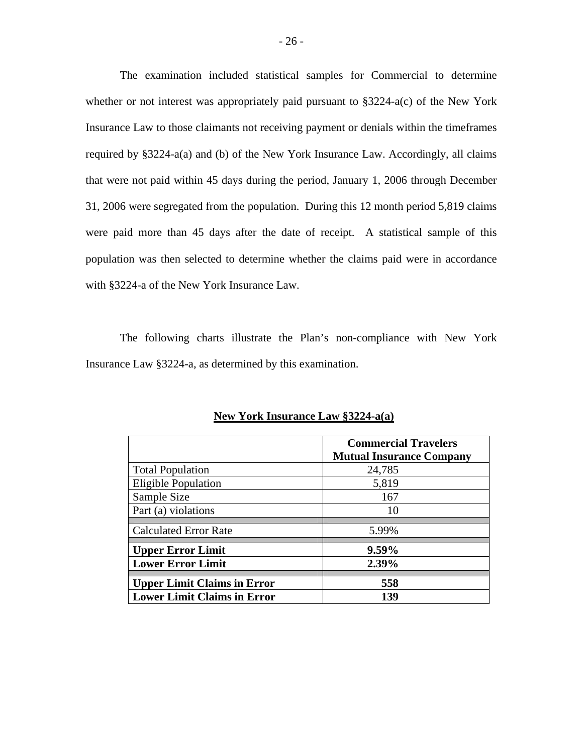The examination included statistical samples for Commercial to determine whether or not interest was appropriately paid pursuant to §3224-a(c) of the New York Insurance Law to those claimants not receiving payment or denials within the timeframes required by §3224-a(a) and (b) of the New York Insurance Law. Accordingly, all claims that were not paid within 45 days during the period, January 1, 2006 through December 31, 2006 were segregated from the population. During this 12 month period 5,819 claims were paid more than 45 days after the date of receipt. A statistical sample of this population was then selected to determine whether the claims paid were in accordance with §3224-a of the New York Insurance Law.

The following charts illustrate the Plan's non-compliance with New York Insurance Law §3224-a, as determined by this examination.

**New York Insurance Law §3224-a(a)**

| | **Commercial Travelers Mutual Insurance Company** |
|---|---|
| Total Population | 24,785 |
| Eligible Population | 5,819 |
| Sample Size | 167 |
| Part (a) violations | 10 |
| Calculated Error Rate | 5.99% |
| **Upper Error Limit** | **9.59%** |
| **Lower Error Limit** | **2.39%** |
| **Upper Limit Claims in Error** | **558** |
| **Lower Limit Claims in Error** | **139** |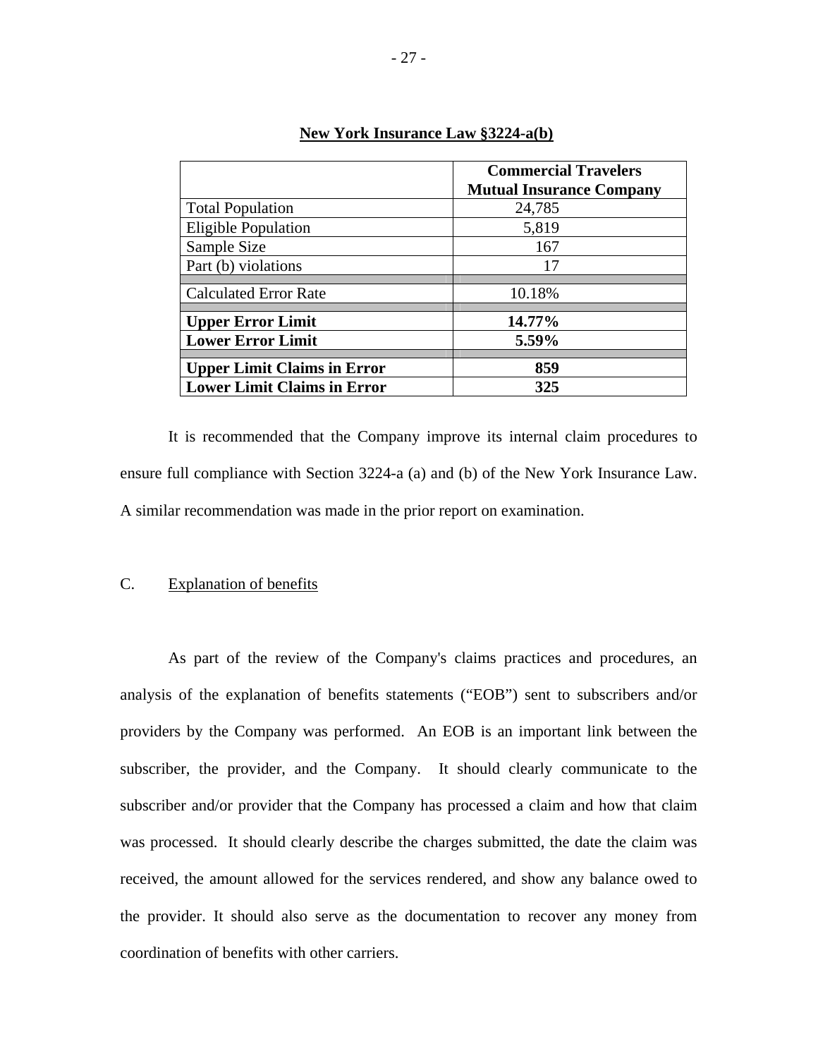**New York Insurance Law §3224-a(b)**

| | Commercial Travelers Mutual Insurance Company |
|---|---|
| Total Population | 24,785 |
| Eligible Population | 5,819 |
| Sample Size | 167 |
| Part (b) violations | 17 |
| Calculated Error Rate | 10.18% |
| **Upper Error Limit** | **14.77%** |
| **Lower Error Limit** | **5.59%** |
| **Upper Limit Claims in Error** | **859** |
| **Lower Limit Claims in Error** | **325** |

It is recommended that the Company improve its internal claim procedures to ensure full compliance with Section 3224-a (a) and (b) of the New York Insurance Law. A similar recommendation was made in the prior report on examination.

C. Explanation of benefits

As part of the review of the Company's claims practices and procedures, an analysis of the explanation of benefits statements ("EOB") sent to subscribers and/or providers by the Company was performed. An EOB is an important link between the subscriber, the provider, and the Company. It should clearly communicate to the subscriber and/or provider that the Company has processed a claim and how that claim was processed. It should clearly describe the charges submitted, the date the claim was received, the amount allowed for the services rendered, and show any balance owed to the provider. It should also serve as the documentation to recover any money from coordination of benefits with other carriers.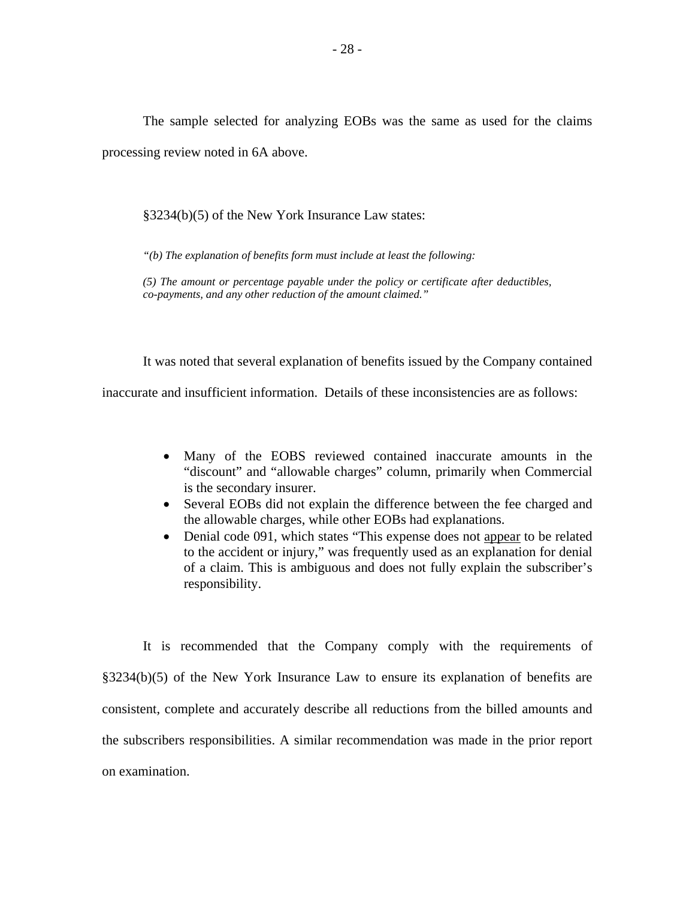The sample selected for analyzing EOBs was the same as used for the claims processing review noted in 6A above.

§3234(b)(5) of the New York Insurance Law states:

> *"(b) The explanation of benefits form must include at least the following:*
>
> *(5) The amount or percentage payable under the policy or certificate after deductibles, co-payments, and any other reduction of the amount claimed."*

It was noted that several explanation of benefits issued by the Company contained inaccurate and insufficient information. Details of these inconsistencies are as follows:

- Many of the EOBS reviewed contained inaccurate amounts in the "discount" and "allowable charges" column, primarily when Commercial is the secondary insurer.
- Several EOBs did not explain the difference between the fee charged and the allowable charges, while other EOBs had explanations.
- Denial code 091, which states "This expense does not <u>appear</u> to be related to the accident or injury," was frequently used as an explanation for denial of a claim. This is ambiguous and does not fully explain the subscriber's responsibility.

It is recommended that the Company comply with the requirements of §3234(b)(5) of the New York Insurance Law to ensure its explanation of benefits are consistent, complete and accurately describe all reductions from the billed amounts and the subscribers responsibilities. A similar recommendation was made in the prior report on examination.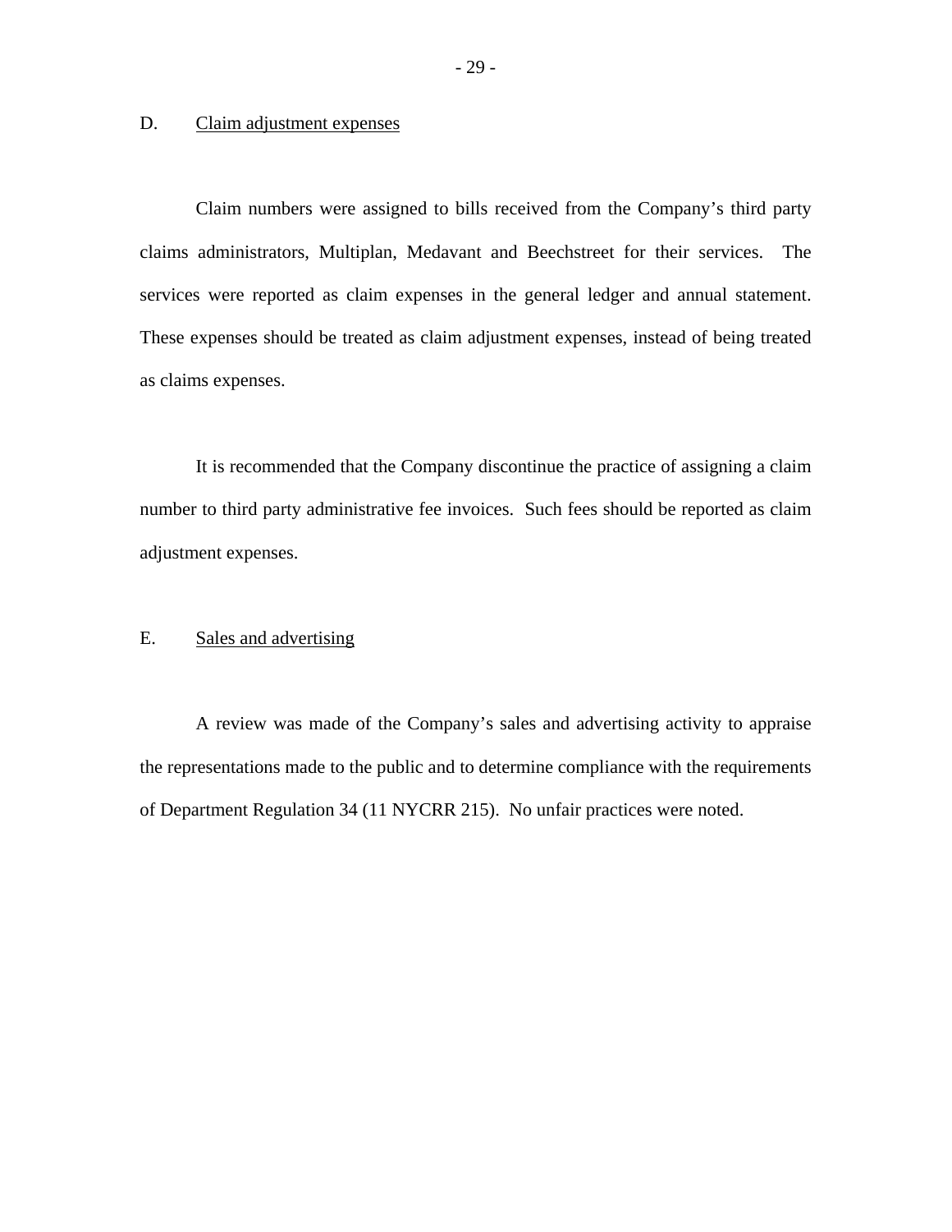## D. Claim adjustment expenses

Claim numbers were assigned to bills received from the Company's third party claims administrators, Multiplan, Medavant and Beechstreet for their services. The services were reported as claim expenses in the general ledger and annual statement. These expenses should be treated as claim adjustment expenses, instead of being treated as claims expenses.

It is recommended that the Company discontinue the practice of assigning a claim number to third party administrative fee invoices. Such fees should be reported as claim adjustment expenses.

## E. Sales and advertising

A review was made of the Company's sales and advertising activity to appraise the representations made to the public and to determine compliance with the requirements of Department Regulation 34 (11 NYCRR 215). No unfair practices were noted.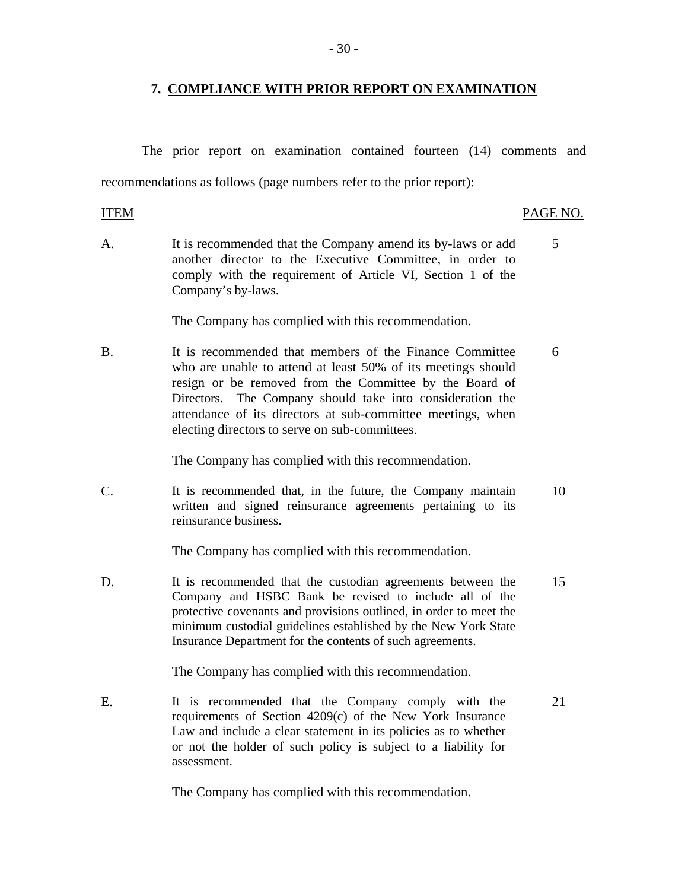## 7. COMPLIANCE WITH PRIOR REPORT ON EXAMINATION

The prior report on examination contained fourteen (14) comments and recommendations as follows (page numbers refer to the prior report):

| ITEM | | PAGE NO. |
|---|---|---|
| A. | It is recommended that the Company amend its by-laws or add another director to the Executive Committee, in order to comply with the requirement of Article VI, Section 1 of the Company's by-laws.<br><br>The Company has complied with this recommendation. | 5 |
| B. | It is recommended that members of the Finance Committee who are unable to attend at least 50% of its meetings should resign or be removed from the Committee by the Board of Directors. The Company should take into consideration the attendance of its directors at sub-committee meetings, when electing directors to serve on sub-committees.<br><br>The Company has complied with this recommendation. | 6 |
| C. | It is recommended that, in the future, the Company maintain written and signed reinsurance agreements pertaining to its reinsurance business.<br><br>The Company has complied with this recommendation. | 10 |
| D. | It is recommended that the custodian agreements between the Company and HSBC Bank be revised to include all of the protective covenants and provisions outlined, in order to meet the minimum custodial guidelines established by the New York State Insurance Department for the contents of such agreements.<br><br>The Company has complied with this recommendation. | 15 |
| E. | It is recommended that the Company comply with the requirements of Section 4209(c) of the New York Insurance Law and include a clear statement in its policies as to whether or not the holder of such policy is subject to a liability for assessment.<br><br>The Company has complied with this recommendation. | 21 |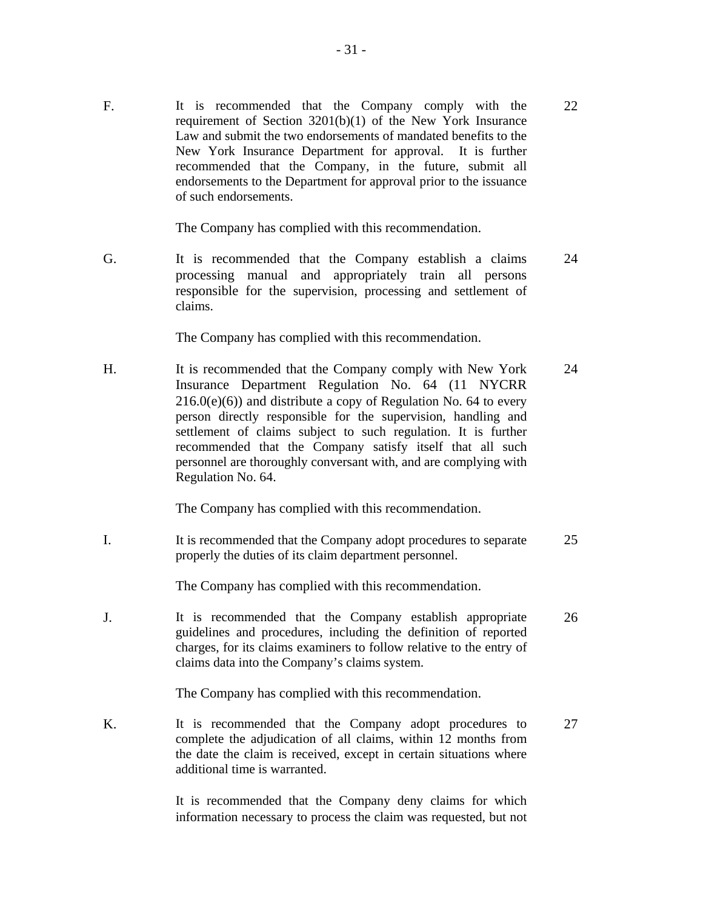| | | |
|---|---|---|
| F. | It is recommended that the Company comply with the requirement of Section 3201(b)(1) of the New York Insurance Law and submit the two endorsements of mandated benefits to the New York Insurance Department for approval. It is further recommended that the Company, in the future, submit all endorsements to the Department for approval prior to the issuance of such endorsements.<br><br>The Company has complied with this recommendation. | 22 |
| G. | It is recommended that the Company establish a claims processing manual and appropriately train all persons responsible for the supervision, processing and settlement of claims.<br><br>The Company has complied with this recommendation. | 24 |
| H. | It is recommended that the Company comply with New York Insurance Department Regulation No. 64 (11 NYCRR 216.0(e)(6)) and distribute a copy of Regulation No. 64 to every person directly responsible for the supervision, handling and settlement of claims subject to such regulation. It is further recommended that the Company satisfy itself that all such personnel are thoroughly conversant with, and are complying with Regulation No. 64.<br><br>The Company has complied with this recommendation. | 24 |
| I. | It is recommended that the Company adopt procedures to separate properly the duties of its claim department personnel.<br><br>The Company has complied with this recommendation. | 25 |
| J. | It is recommended that the Company establish appropriate guidelines and procedures, including the definition of reported charges, for its claims examiners to follow relative to the entry of claims data into the Company's claims system.<br><br>The Company has complied with this recommendation. | 26 |
| K. | It is recommended that the Company adopt procedures to complete the adjudication of all claims, within 12 months from the date the claim is received, except in certain situations where additional time is warranted.<br><br>It is recommended that the Company deny claims for which information necessary to process the claim was requested, but not | 27 |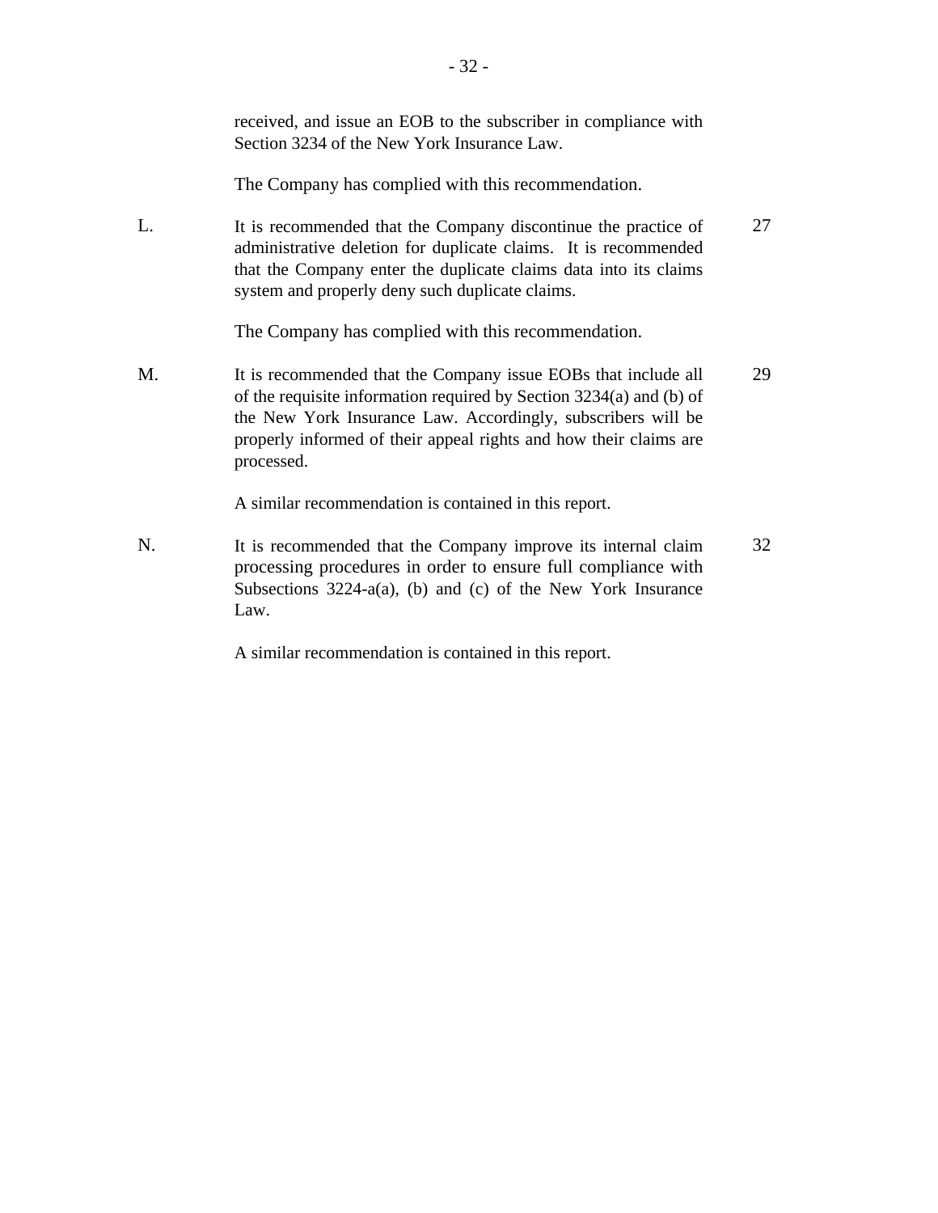received, and issue an EOB to the subscriber in compliance with Section 3234 of the New York Insurance Law.

The Company has complied with this recommendation.

| | | |
|---|---|---|
| L. | It is recommended that the Company discontinue the practice of administrative deletion for duplicate claims. It is recommended that the Company enter the duplicate claims data into its claims system and properly deny such duplicate claims.<br><br>The Company has complied with this recommendation. | 27 |
| M. | It is recommended that the Company issue EOBs that include all of the requisite information required by Section 3234(a) and (b) of the New York Insurance Law. Accordingly, subscribers will be properly informed of their appeal rights and how their claims are processed.<br><br>A similar recommendation is contained in this report. | 29 |
| N. | It is recommended that the Company improve its internal claim processing procedures in order to ensure full compliance with Subsections 3224-a(a), (b) and (c) of the New York Insurance Law.<br><br>A similar recommendation is contained in this report. | 32 |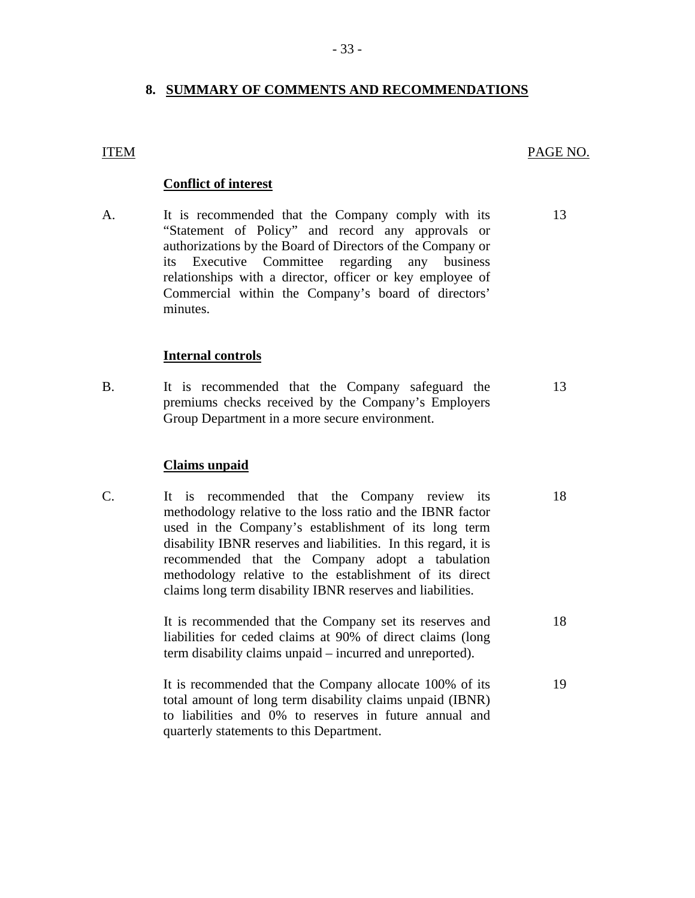## 8. SUMMARY OF COMMENTS AND RECOMMENDATIONS

| ITEM | | PAGE NO. |
|---|---|---|
| | **Conflict of interest** | |
| A. | It is recommended that the Company comply with its "Statement of Policy" and record any approvals or authorizations by the Board of Directors of the Company or its Executive Committee regarding any business relationships with a director, officer or key employee of Commercial within the Company's board of directors' minutes. | 13 |
| | **Internal controls** | |
| B. | It is recommended that the Company safeguard the premiums checks received by the Company's Employers Group Department in a more secure environment. | 13 |
| | **Claims unpaid** | |
| C. | It is recommended that the Company review its methodology relative to the loss ratio and the IBNR factor used in the Company's establishment of its long term disability IBNR reserves and liabilities. In this regard, it is recommended that the Company adopt a tabulation methodology relative to the establishment of its direct claims long term disability IBNR reserves and liabilities. | 18 |
| | It is recommended that the Company set its reserves and liabilities for ceded claims at 90% of direct claims (long term disability claims unpaid – incurred and unreported). | 18 |
| | It is recommended that the Company allocate 100% of its total amount of long term disability claims unpaid (IBNR) to liabilities and 0% to reserves in future annual and quarterly statements to this Department. | 19 |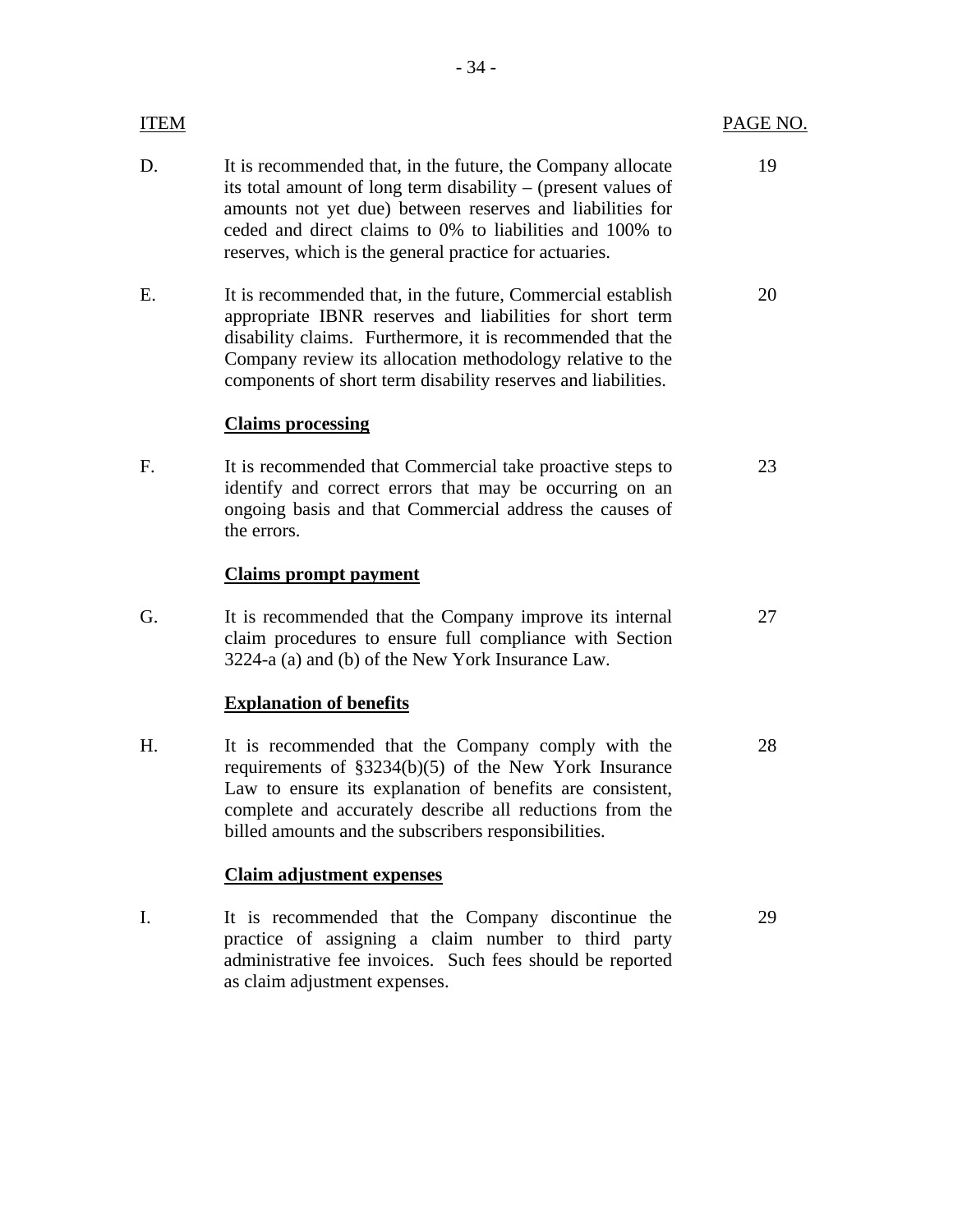| ITEM | | PAGE NO. |
|---|---|---|
| D. | It is recommended that, in the future, the Company allocate its total amount of long term disability – (present values of amounts not yet due) between reserves and liabilities for ceded and direct claims to 0% to liabilities and 100% to reserves, which is the general practice for actuaries. | 19 |
| E. | It is recommended that, in the future, Commercial establish appropriate IBNR reserves and liabilities for short term disability claims. Furthermore, it is recommended that the Company review its allocation methodology relative to the components of short term disability reserves and liabilities. | 20 |
| | **Claims processing** | |
| F. | It is recommended that Commercial take proactive steps to identify and correct errors that may be occurring on an ongoing basis and that Commercial address the causes of the errors. | 23 |
| | **Claims prompt payment** | |
| G. | It is recommended that the Company improve its internal claim procedures to ensure full compliance with Section 3224-a (a) and (b) of the New York Insurance Law. | 27 |
| | **Explanation of benefits** | |
| H. | It is recommended that the Company comply with the requirements of §3234(b)(5) of the New York Insurance Law to ensure its explanation of benefits are consistent, complete and accurately describe all reductions from the billed amounts and the subscribers responsibilities. | 28 |
| | **Claim adjustment expenses** | |
| I. | It is recommended that the Company discontinue the practice of assigning a claim number to third party administrative fee invoices. Such fees should be reported as claim adjustment expenses. | 29 |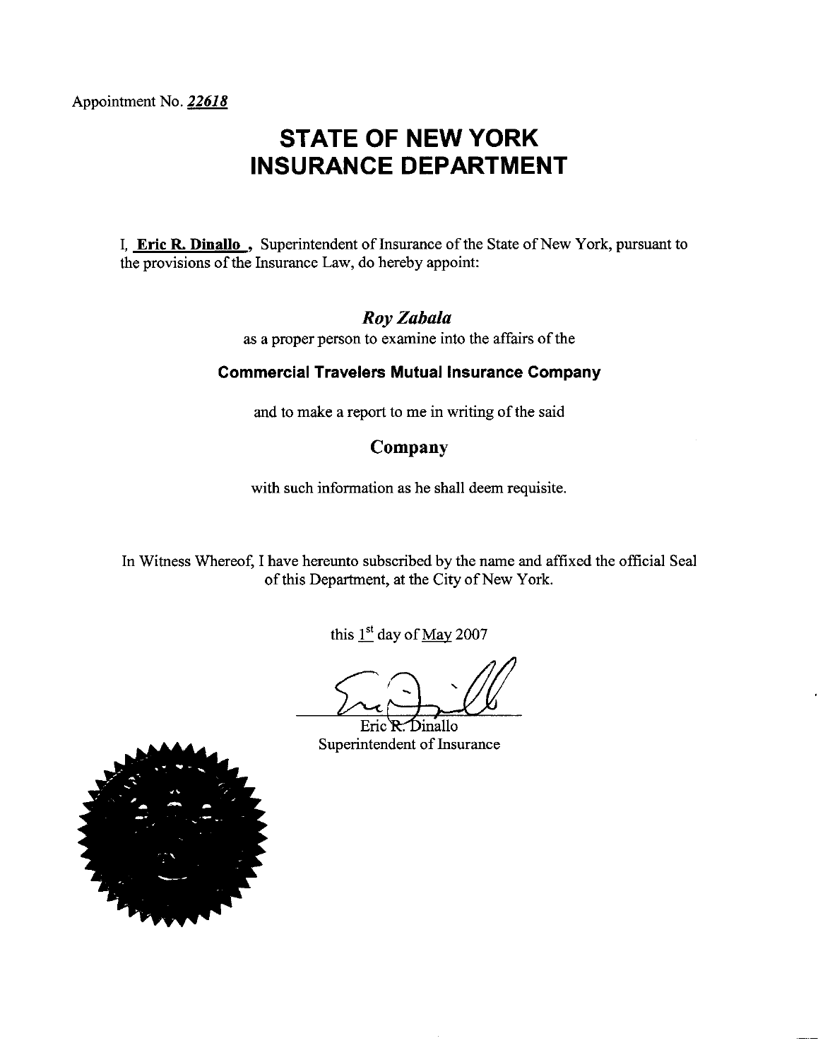Appointment No. *22618*

# STATE OF NEW YORK
# INSURANCE DEPARTMENT

I, **Eric R. Dinallo** , Superintendent of Insurance of the State of New York, pursuant to the provisions of the Insurance Law, do hereby appoint:

***Roy Zabala***

as a proper person to examine into the affairs of the

**Commercial Travelers Mutual Insurance Company**

and to make a report to me in writing of the said

**Company**

with such information as he shall deem requisite.

In Witness Whereof, I have hereunto subscribed by the name and affixed the official Seal of this Department, at the City of New York.

this 1st day of May 2007

Eric R. Dinallo
Superintendent of Insurance